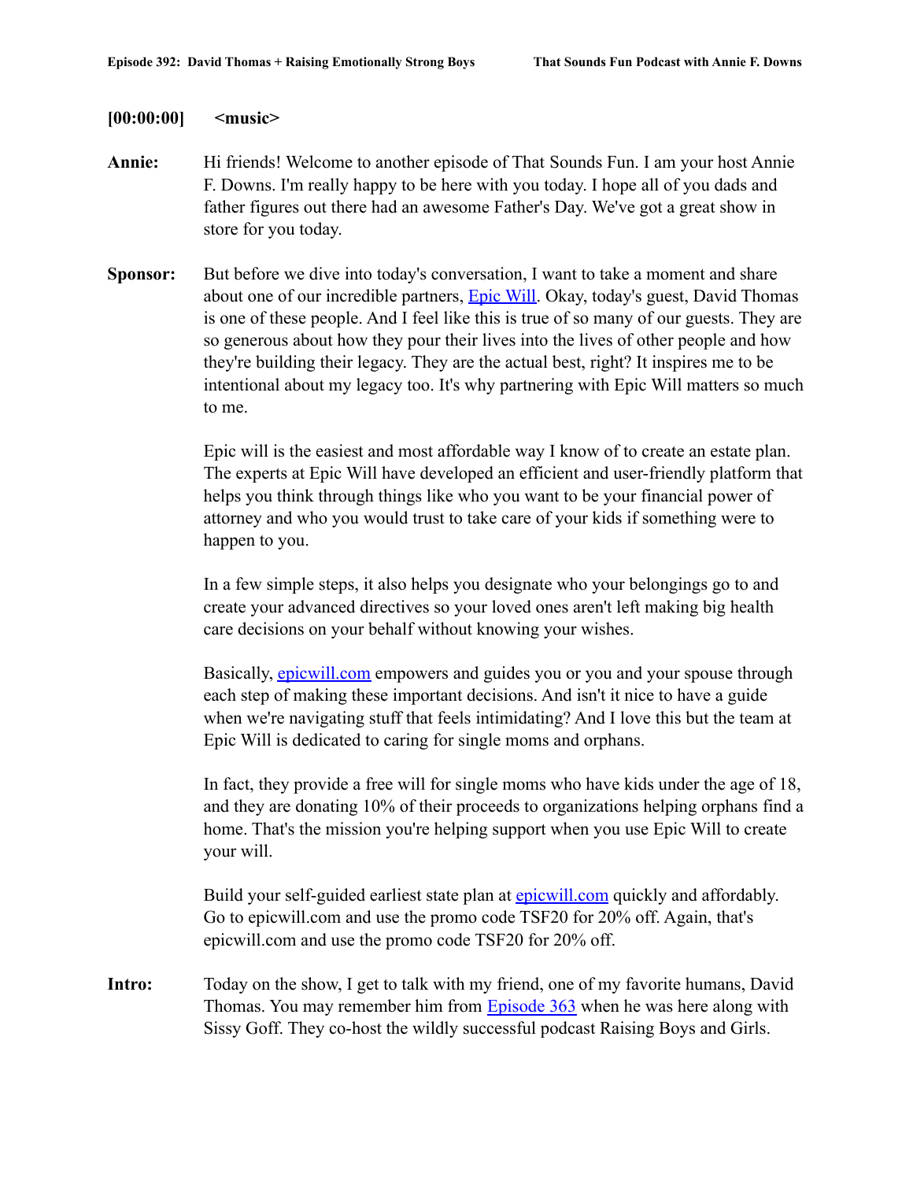**[00:00:00]** **<music>**

**Annie:** Hi friends! Welcome to another episode of That Sounds Fun. I am your host Annie F. Downs. I'm really happy to be here with you today. I hope all of you dads and father figures out there had an awesome Father's Day. We've got a great show in store for you today.

**Sponsor:** But before we dive into today's conversation, I want to take a moment and share about one of our incredible partners, [Epic Will](). Okay, today's guest, David Thomas is one of these people. And I feel like this is true of so many of our guests. They are so generous about how they pour their lives into the lives of other people and how they're building their legacy. They are the actual best, right? It inspires me to be intentional about my legacy too. It's why partnering with Epic Will matters so much to me.

Epic will is the easiest and most affordable way I know of to create an estate plan. The experts at Epic Will have developed an efficient and user-friendly platform that helps you think through things like who you want to be your financial power of attorney and who you would trust to take care of your kids if something were to happen to you.

In a few simple steps, it also helps you designate who your belongings go to and create your advanced directives so your loved ones aren't left making big health care decisions on your behalf without knowing your wishes.

Basically, [epicwill.com]() empowers and guides you or you and your spouse through each step of making these important decisions. And isn't it nice to have a guide when we're navigating stuff that feels intimidating? And I love this but the team at Epic Will is dedicated to caring for single moms and orphans.

In fact, they provide a free will for single moms who have kids under the age of 18, and they are donating 10% of their proceeds to organizations helping orphans find a home. That's the mission you're helping support when you use Epic Will to create your will.

Build your self-guided earliest state plan at [epicwill.com]() quickly and affordably. Go to epicwill.com and use the promo code TSF20 for 20% off. Again, that's epicwill.com and use the promo code TSF20 for 20% off.

**Intro:** Today on the show, I get to talk with my friend, one of my favorite humans, David Thomas. You may remember him from [Episode 363]() when he was here along with Sissy Goff. They co-host the wildly successful podcast Raising Boys and Girls.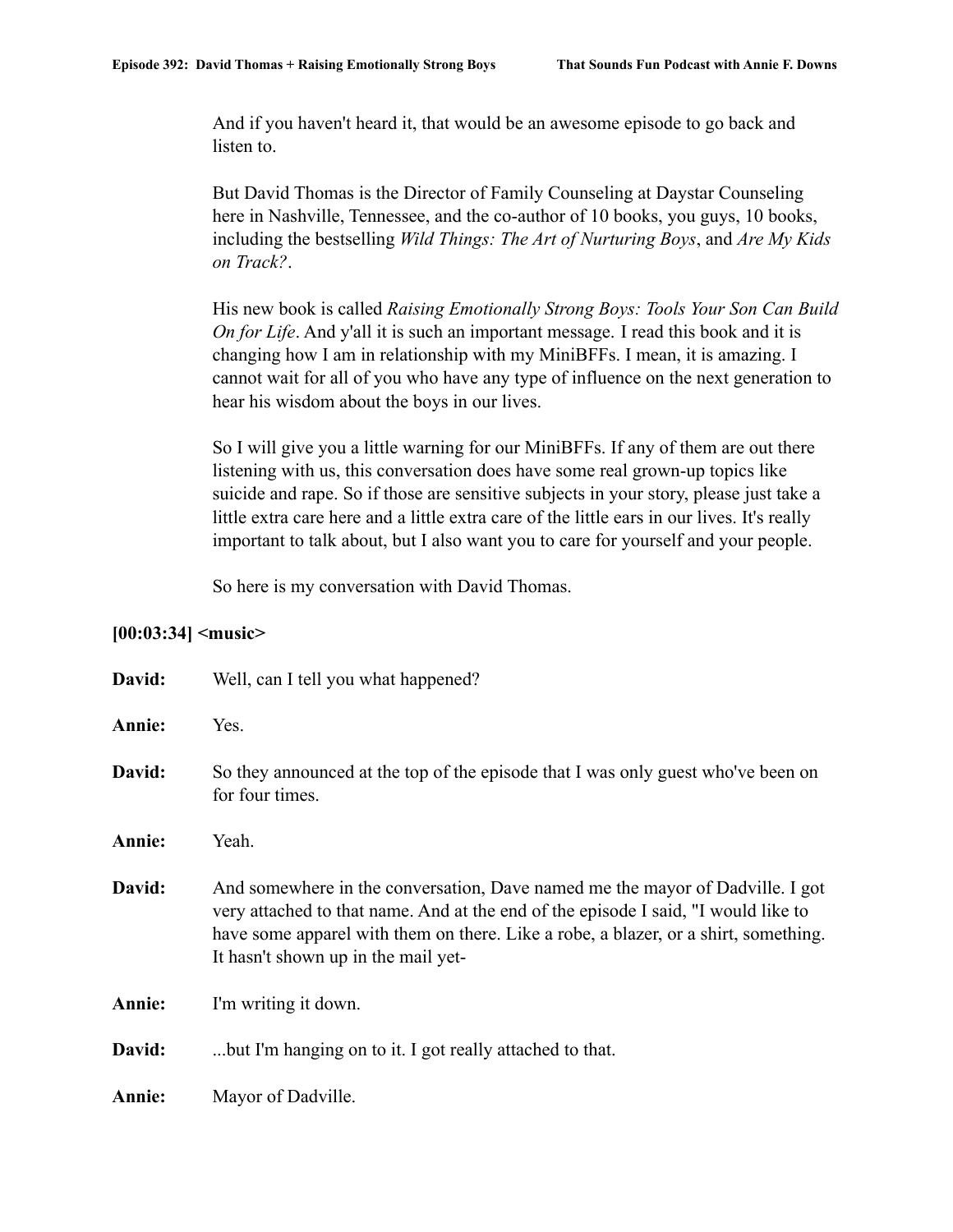And if you haven't heard it, that would be an awesome episode to go back and listen to.

But David Thomas is the Director of Family Counseling at Daystar Counseling here in Nashville, Tennessee, and the co-author of 10 books, you guys, 10 books, including the bestselling *Wild Things: The Art of Nurturing Boys*, and *Are My Kids on Track?*.

His new book is called *Raising Emotionally Strong Boys: Tools Your Son Can Build On for Life*. And y'all it is such an important message. I read this book and it is changing how I am in relationship with my MiniBFFs. I mean, it is amazing. I cannot wait for all of you who have any type of influence on the next generation to hear his wisdom about the boys in our lives.

So I will give you a little warning for our MiniBFFs. If any of them are out there listening with us, this conversation does have some real grown-up topics like suicide and rape. So if those are sensitive subjects in your story, please just take a little extra care here and a little extra care of the little ears in our lives. It's really important to talk about, but I also want you to care for yourself and your people.

So here is my conversation with David Thomas.

**[00:03:34] <music>**

**David:** Well, can I tell you what happened?

**Annie:** Yes.

**David:** So they announced at the top of the episode that I was only guest who've been on for four times.

**Annie:** Yeah.

**David:** And somewhere in the conversation, Dave named me the mayor of Dadville. I got very attached to that name. And at the end of the episode I said, "I would like to have some apparel with them on there. Like a robe, a blazer, or a shirt, something. It hasn't shown up in the mail yet-

**Annie:** I'm writing it down.

**David:** ...but I'm hanging on to it. I got really attached to that.

**Annie:** Mayor of Dadville.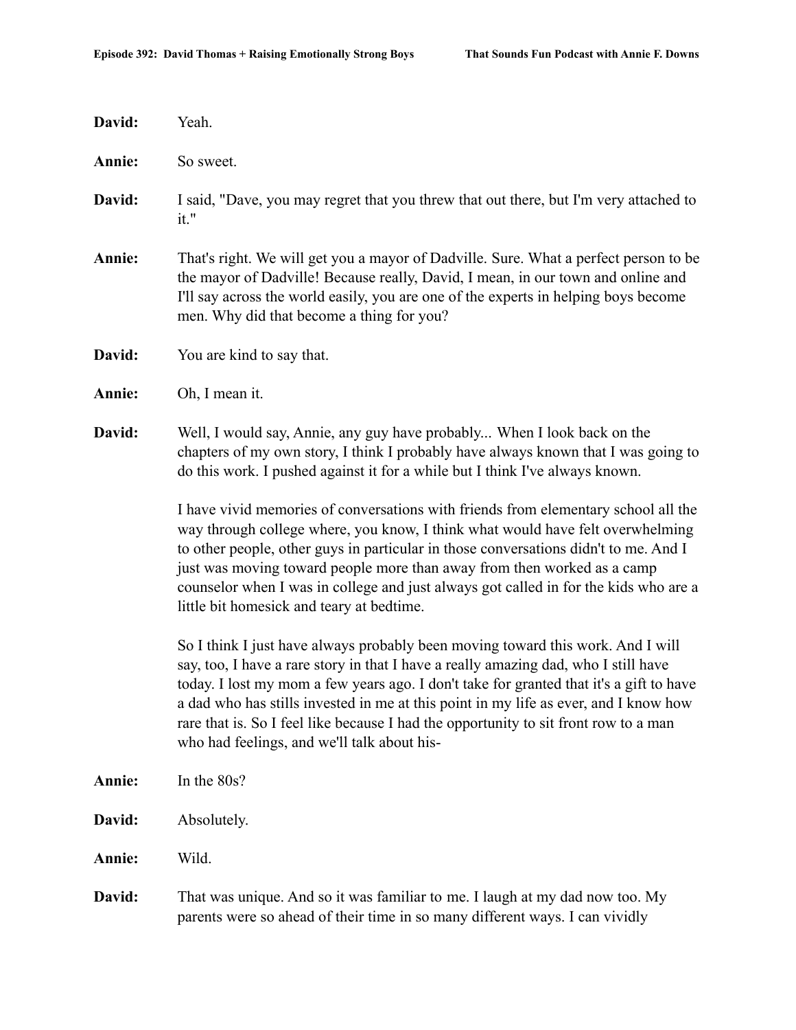**David:** Yeah.

**Annie:** So sweet.

**David:** I said, "Dave, you may regret that you threw that out there, but I'm very attached to it."

**Annie:** That's right. We will get you a mayor of Dadville. Sure. What a perfect person to be the mayor of Dadville! Because really, David, I mean, in our town and online and I'll say across the world easily, you are one of the experts in helping boys become men. Why did that become a thing for you?

**David:** You are kind to say that.

**Annie:** Oh, I mean it.

**David:** Well, I would say, Annie, any guy have probably... When I look back on the chapters of my own story, I think I probably have always known that I was going to do this work. I pushed against it for a while but I think I've always known.

I have vivid memories of conversations with friends from elementary school all the way through college where, you know, I think what would have felt overwhelming to other people, other guys in particular in those conversations didn't to me. And I just was moving toward people more than away from then worked as a camp counselor when I was in college and just always got called in for the kids who are a little bit homesick and teary at bedtime.

So I think I just have always probably been moving toward this work. And I will say, too, I have a rare story in that I have a really amazing dad, who I still have today. I lost my mom a few years ago. I don't take for granted that it's a gift to have a dad who has stills invested in me at this point in my life as ever, and I know how rare that is. So I feel like because I had the opportunity to sit front row to a man who had feelings, and we'll talk about his-

**Annie:** In the 80s?

**David:** Absolutely.

**Annie:** Wild.

**David:** That was unique. And so it was familiar to me. I laugh at my dad now too. My parents were so ahead of their time in so many different ways. I can vividly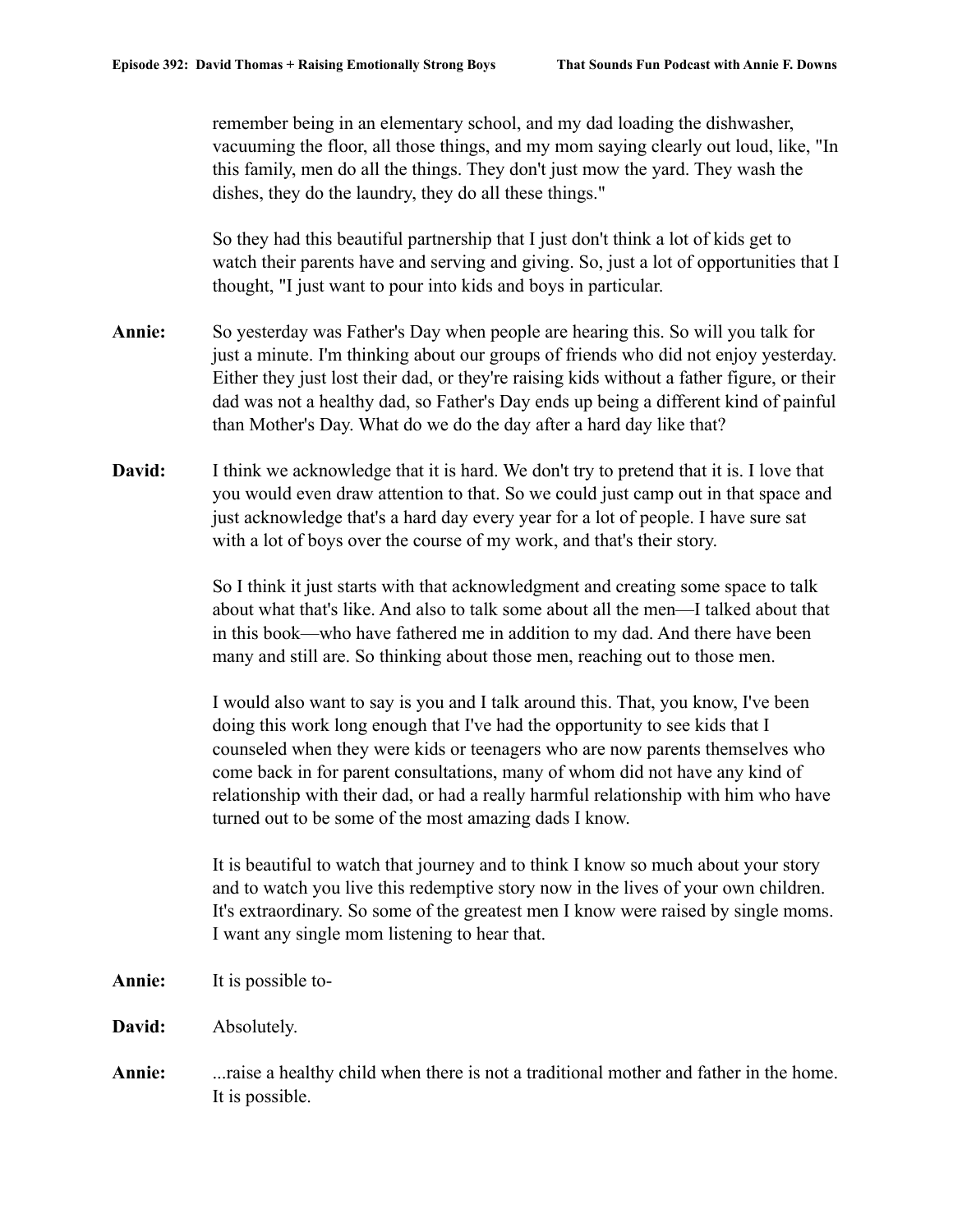remember being in an elementary school, and my dad loading the dishwasher, vacuuming the floor, all those things, and my mom saying clearly out loud, like, "In this family, men do all the things. They don't just mow the yard. They wash the dishes, they do the laundry, they do all these things."

So they had this beautiful partnership that I just don't think a lot of kids get to watch their parents have and serving and giving. So, just a lot of opportunities that I thought, "I just want to pour into kids and boys in particular.

**Annie:** So yesterday was Father's Day when people are hearing this. So will you talk for just a minute. I'm thinking about our groups of friends who did not enjoy yesterday. Either they just lost their dad, or they're raising kids without a father figure, or their dad was not a healthy dad, so Father's Day ends up being a different kind of painful than Mother's Day. What do we do the day after a hard day like that?

**David:** I think we acknowledge that it is hard. We don't try to pretend that it is. I love that you would even draw attention to that. So we could just camp out in that space and just acknowledge that's a hard day every year for a lot of people. I have sure sat with a lot of boys over the course of my work, and that's their story.

So I think it just starts with that acknowledgment and creating some space to talk about what that's like. And also to talk some about all the men—I talked about that in this book—who have fathered me in addition to my dad. And there have been many and still are. So thinking about those men, reaching out to those men.

I would also want to say is you and I talk around this. That, you know, I've been doing this work long enough that I've had the opportunity to see kids that I counseled when they were kids or teenagers who are now parents themselves who come back in for parent consultations, many of whom did not have any kind of relationship with their dad, or had a really harmful relationship with him who have turned out to be some of the most amazing dads I know.

It is beautiful to watch that journey and to think I know so much about your story and to watch you live this redemptive story now in the lives of your own children. It's extraordinary. So some of the greatest men I know were raised by single moms. I want any single mom listening to hear that.

**Annie:** It is possible to-

**David:** Absolutely.

**Annie:** ...raise a healthy child when there is not a traditional mother and father in the home. It is possible.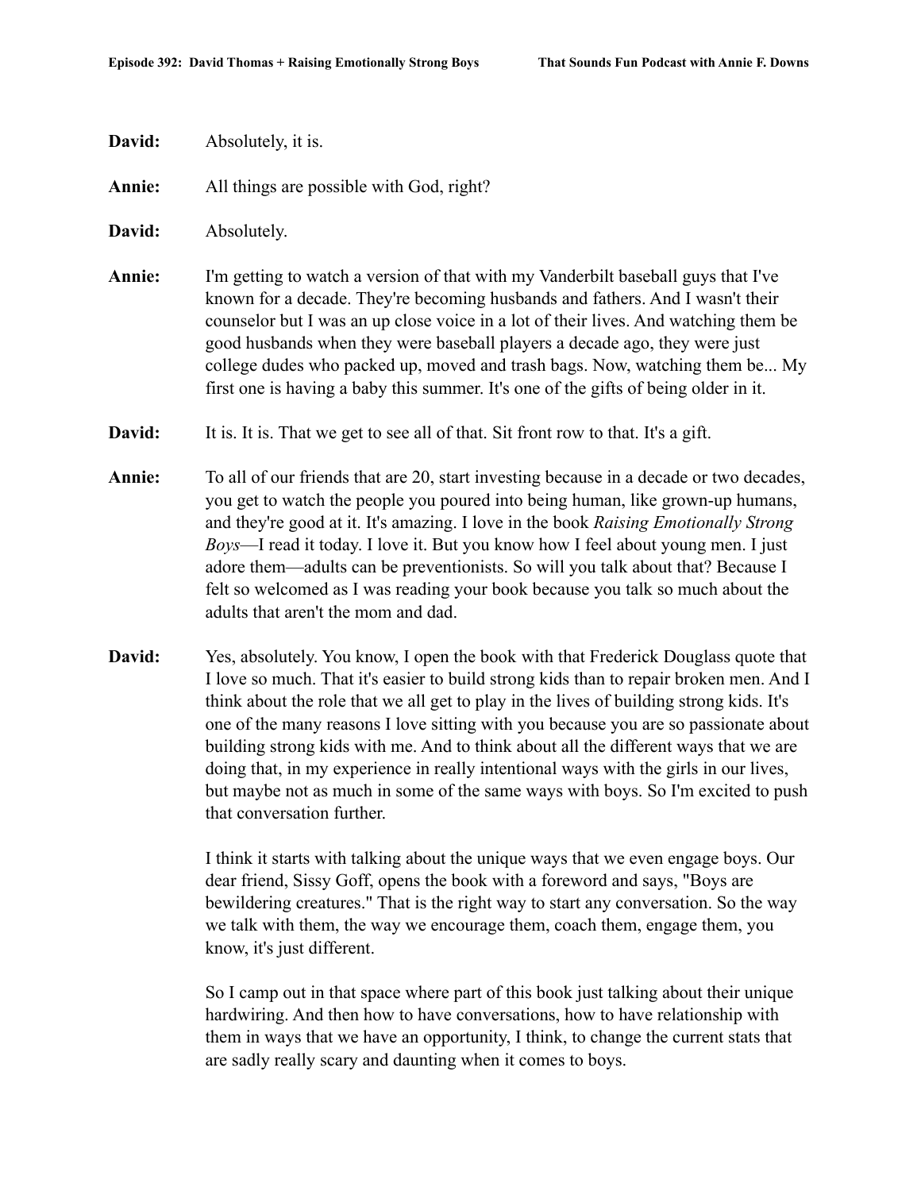**David:** Absolutely, it is.

**Annie:** All things are possible with God, right?

**David:** Absolutely.

**Annie:** I'm getting to watch a version of that with my Vanderbilt baseball guys that I've known for a decade. They're becoming husbands and fathers. And I wasn't their counselor but I was an up close voice in a lot of their lives. And watching them be good husbands when they were baseball players a decade ago, they were just college dudes who packed up, moved and trash bags. Now, watching them be... My first one is having a baby this summer. It's one of the gifts of being older in it.

**David:** It is. It is. That we get to see all of that. Sit front row to that. It's a gift.

**Annie:** To all of our friends that are 20, start investing because in a decade or two decades, you get to watch the people you poured into being human, like grown-up humans, and they're good at it. It's amazing. I love in the book *Raising Emotionally Strong Boys*—I read it today. I love it. But you know how I feel about young men. I just adore them—adults can be preventionists. So will you talk about that? Because I felt so welcomed as I was reading your book because you talk so much about the adults that aren't the mom and dad.

**David:** Yes, absolutely. You know, I open the book with that Frederick Douglass quote that I love so much. That it's easier to build strong kids than to repair broken men. And I think about the role that we all get to play in the lives of building strong kids. It's one of the many reasons I love sitting with you because you are so passionate about building strong kids with me. And to think about all the different ways that we are doing that, in my experience in really intentional ways with the girls in our lives, but maybe not as much in some of the same ways with boys. So I'm excited to push that conversation further.

I think it starts with talking about the unique ways that we even engage boys. Our dear friend, Sissy Goff, opens the book with a foreword and says, "Boys are bewildering creatures." That is the right way to start any conversation. So the way we talk with them, the way we encourage them, coach them, engage them, you know, it's just different.

So I camp out in that space where part of this book just talking about their unique hardwiring. And then how to have conversations, how to have relationship with them in ways that we have an opportunity, I think, to change the current stats that are sadly really scary and daunting when it comes to boys.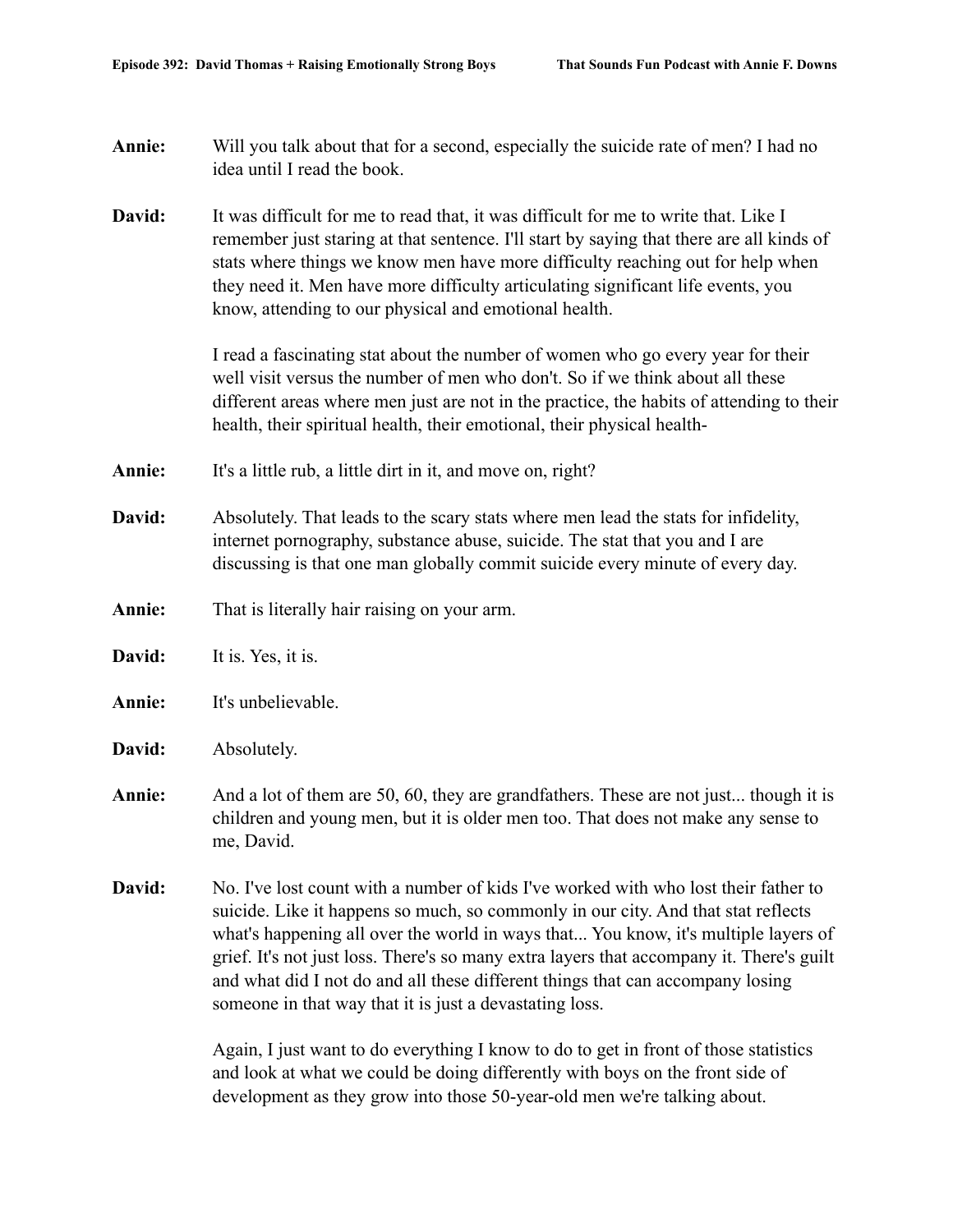**Annie:** Will you talk about that for a second, especially the suicide rate of men? I had no idea until I read the book.

**David:** It was difficult for me to read that, it was difficult for me to write that. Like I remember just staring at that sentence. I'll start by saying that there are all kinds of stats where things we know men have more difficulty reaching out for help when they need it. Men have more difficulty articulating significant life events, you know, attending to our physical and emotional health.

I read a fascinating stat about the number of women who go every year for their well visit versus the number of men who don't. So if we think about all these different areas where men just are not in the practice, the habits of attending to their health, their spiritual health, their emotional, their physical health-

**Annie:** It's a little rub, a little dirt in it, and move on, right?

**David:** Absolutely. That leads to the scary stats where men lead the stats for infidelity, internet pornography, substance abuse, suicide. The stat that you and I are discussing is that one man globally commit suicide every minute of every day.

**Annie:** That is literally hair raising on your arm.

**David:** It is. Yes, it is.

**Annie:** It's unbelievable.

**David:** Absolutely.

**Annie:** And a lot of them are 50, 60, they are grandfathers. These are not just... though it is children and young men, but it is older men too. That does not make any sense to me, David.

**David:** No. I've lost count with a number of kids I've worked with who lost their father to suicide. Like it happens so much, so commonly in our city. And that stat reflects what's happening all over the world in ways that... You know, it's multiple layers of grief. It's not just loss. There's so many extra layers that accompany it. There's guilt and what did I not do and all these different things that can accompany losing someone in that way that it is just a devastating loss.

Again, I just want to do everything I know to do to get in front of those statistics and look at what we could be doing differently with boys on the front side of development as they grow into those 50-year-old men we're talking about.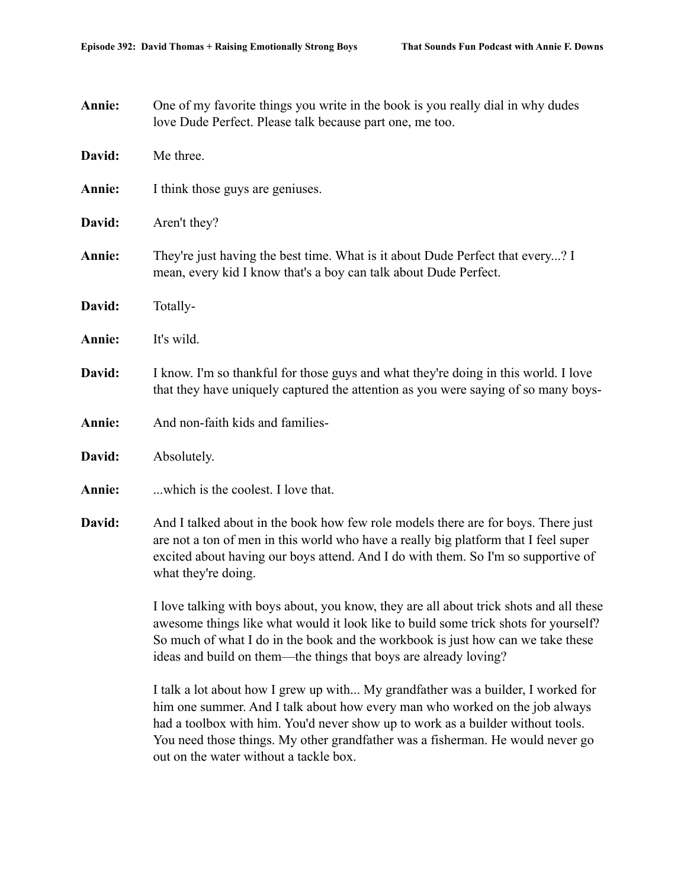**Annie:** One of my favorite things you write in the book is you really dial in why dudes love Dude Perfect. Please talk because part one, me too.

**David:** Me three.

**Annie:** I think those guys are geniuses.

**David:** Aren't they?

**Annie:** They're just having the best time. What is it about Dude Perfect that every...? I mean, every kid I know that's a boy can talk about Dude Perfect.

**David:** Totally-

**Annie:** It's wild.

**David:** I know. I'm so thankful for those guys and what they're doing in this world. I love that they have uniquely captured the attention as you were saying of so many boys-

**Annie:** And non-faith kids and families-

**David:** Absolutely.

**Annie:** ...which is the coolest. I love that.

**David:** And I talked about in the book how few role models there are for boys. There just are not a ton of men in this world who have a really big platform that I feel super excited about having our boys attend. And I do with them. So I'm so supportive of what they're doing.

I love talking with boys about, you know, they are all about trick shots and all these awesome things like what would it look like to build some trick shots for yourself? So much of what I do in the book and the workbook is just how can we take these ideas and build on them—the things that boys are already loving?

I talk a lot about how I grew up with... My grandfather was a builder, I worked for him one summer. And I talk about how every man who worked on the job always had a toolbox with him. You'd never show up to work as a builder without tools. You need those things. My other grandfather was a fisherman. He would never go out on the water without a tackle box.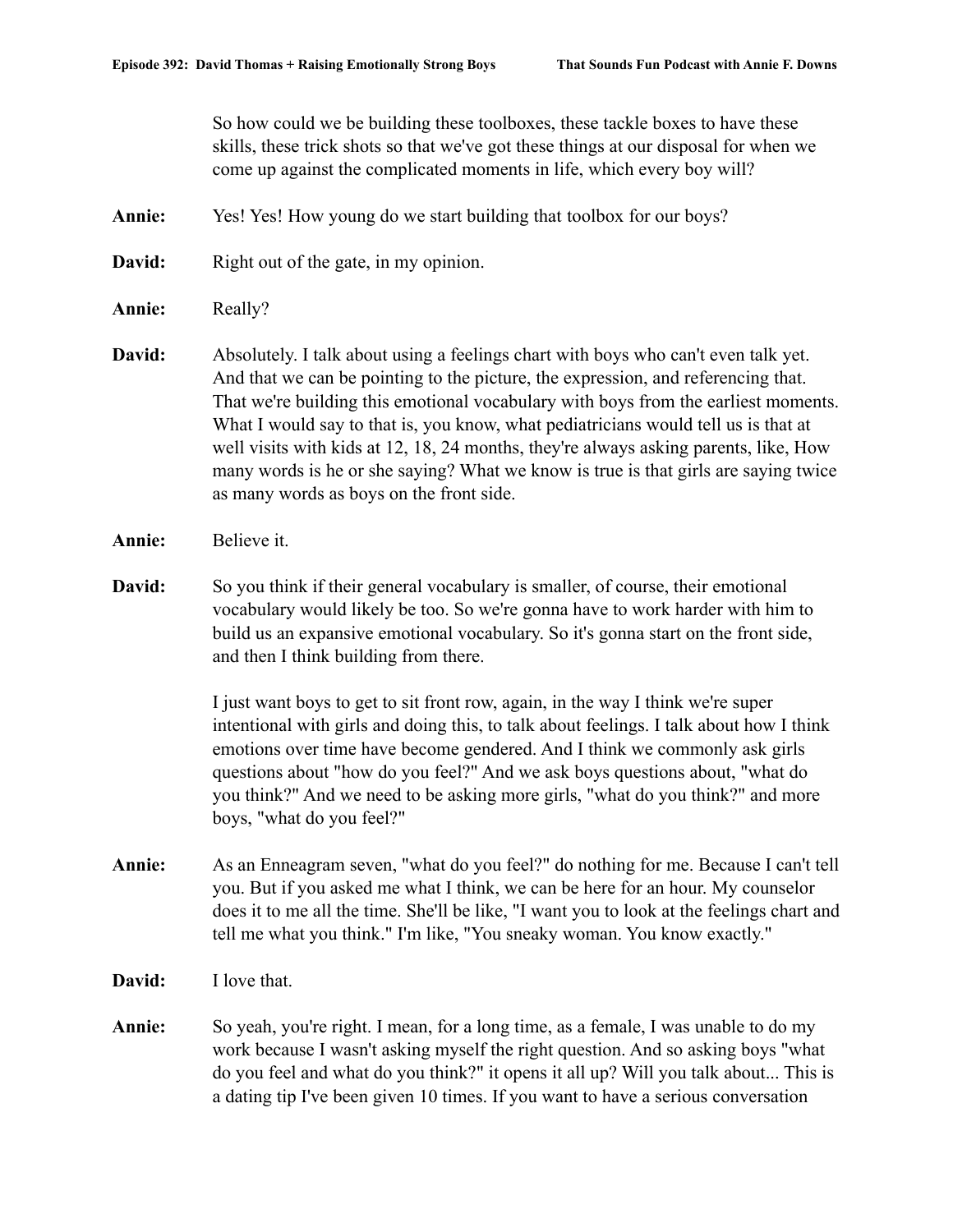So how could we be building these toolboxes, these tackle boxes to have these skills, these trick shots so that we've got these things at our disposal for when we come up against the complicated moments in life, which every boy will?

**Annie:** Yes! Yes! How young do we start building that toolbox for our boys?

**David:** Right out of the gate, in my opinion.

**Annie:** Really?

**David:** Absolutely. I talk about using a feelings chart with boys who can't even talk yet. And that we can be pointing to the picture, the expression, and referencing that. That we're building this emotional vocabulary with boys from the earliest moments. What I would say to that is, you know, what pediatricians would tell us is that at well visits with kids at 12, 18, 24 months, they're always asking parents, like, How many words is he or she saying? What we know is true is that girls are saying twice as many words as boys on the front side.

**Annie:** Believe it.

**David:** So you think if their general vocabulary is smaller, of course, their emotional vocabulary would likely be too. So we're gonna have to work harder with him to build us an expansive emotional vocabulary. So it's gonna start on the front side, and then I think building from there.

I just want boys to get to sit front row, again, in the way I think we're super intentional with girls and doing this, to talk about feelings. I talk about how I think emotions over time have become gendered. And I think we commonly ask girls questions about "how do you feel?" And we ask boys questions about, "what do you think?" And we need to be asking more girls, "what do you think?" and more boys, "what do you feel?"

**Annie:** As an Enneagram seven, "what do you feel?" do nothing for me. Because I can't tell you. But if you asked me what I think, we can be here for an hour. My counselor does it to me all the time. She'll be like, "I want you to look at the feelings chart and tell me what you think." I'm like, "You sneaky woman. You know exactly."

**David:** I love that.

**Annie:** So yeah, you're right. I mean, for a long time, as a female, I was unable to do my work because I wasn't asking myself the right question. And so asking boys "what do you feel and what do you think?" it opens it all up? Will you talk about... This is a dating tip I've been given 10 times. If you want to have a serious conversation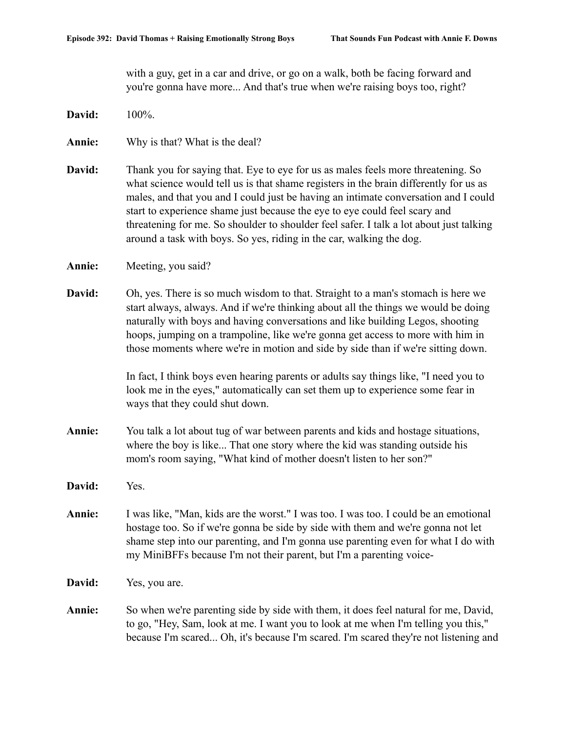with a guy, get in a car and drive, or go on a walk, both be facing forward and you're gonna have more... And that's true when we're raising boys too, right?

**David:** 100%.

**Annie:** Why is that? What is the deal?

**David:** Thank you for saying that. Eye to eye for us as males feels more threatening. So what science would tell us is that shame registers in the brain differently for us as males, and that you and I could just be having an intimate conversation and I could start to experience shame just because the eye to eye could feel scary and threatening for me. So shoulder to shoulder feel safer. I talk a lot about just talking around a task with boys. So yes, riding in the car, walking the dog.

**Annie:** Meeting, you said?

**David:** Oh, yes. There is so much wisdom to that. Straight to a man's stomach is here we start always, always. And if we're thinking about all the things we would be doing naturally with boys and having conversations and like building Legos, shooting hoops, jumping on a trampoline, like we're gonna get access to more with him in those moments where we're in motion and side by side than if we're sitting down.

In fact, I think boys even hearing parents or adults say things like, "I need you to look me in the eyes," automatically can set them up to experience some fear in ways that they could shut down.

**Annie:** You talk a lot about tug of war between parents and kids and hostage situations, where the boy is like... That one story where the kid was standing outside his mom's room saying, "What kind of mother doesn't listen to her son?"

**David:** Yes.

**Annie:** I was like, "Man, kids are the worst." I was too. I was too. I could be an emotional hostage too. So if we're gonna be side by side with them and we're gonna not let shame step into our parenting, and I'm gonna use parenting even for what I do with my MiniBFFs because I'm not their parent, but I'm a parenting voice-

**David:** Yes, you are.

**Annie:** So when we're parenting side by side with them, it does feel natural for me, David, to go, "Hey, Sam, look at me. I want you to look at me when I'm telling you this," because I'm scared... Oh, it's because I'm scared. I'm scared they're not listening and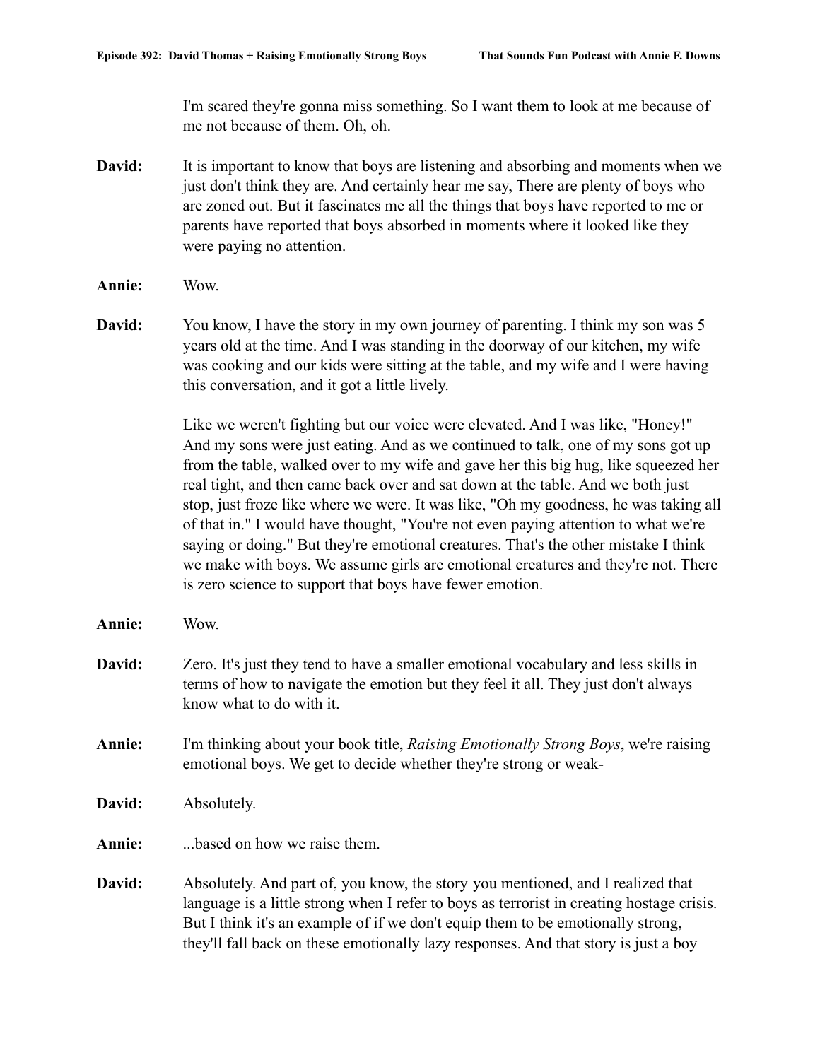I'm scared they're gonna miss something. So I want them to look at me because of me not because of them. Oh, oh.

**David:** It is important to know that boys are listening and absorbing and moments when we just don't think they are. And certainly hear me say, There are plenty of boys who are zoned out. But it fascinates me all the things that boys have reported to me or parents have reported that boys absorbed in moments where it looked like they were paying no attention.

**Annie:** Wow.

**David:** You know, I have the story in my own journey of parenting. I think my son was 5 years old at the time. And I was standing in the doorway of our kitchen, my wife was cooking and our kids were sitting at the table, and my wife and I were having this conversation, and it got a little lively.

Like we weren't fighting but our voice were elevated. And I was like, "Honey!" And my sons were just eating. And as we continued to talk, one of my sons got up from the table, walked over to my wife and gave her this big hug, like squeezed her real tight, and then came back over and sat down at the table. And we both just stop, just froze like where we were. It was like, "Oh my goodness, he was taking all of that in." I would have thought, "You're not even paying attention to what we're saying or doing." But they're emotional creatures. That's the other mistake I think we make with boys. We assume girls are emotional creatures and they're not. There is zero science to support that boys have fewer emotion.

**Annie:** Wow.

**David:** Zero. It's just they tend to have a smaller emotional vocabulary and less skills in terms of how to navigate the emotion but they feel it all. They just don't always know what to do with it.

**Annie:** I'm thinking about your book title, *Raising Emotionally Strong Boys*, we're raising emotional boys. We get to decide whether they're strong or weak-

**David:** Absolutely.

**Annie:** ...based on how we raise them.

**David:** Absolutely. And part of, you know, the story you mentioned, and I realized that language is a little strong when I refer to boys as terrorist in creating hostage crisis. But I think it's an example of if we don't equip them to be emotionally strong, they'll fall back on these emotionally lazy responses. And that story is just a boy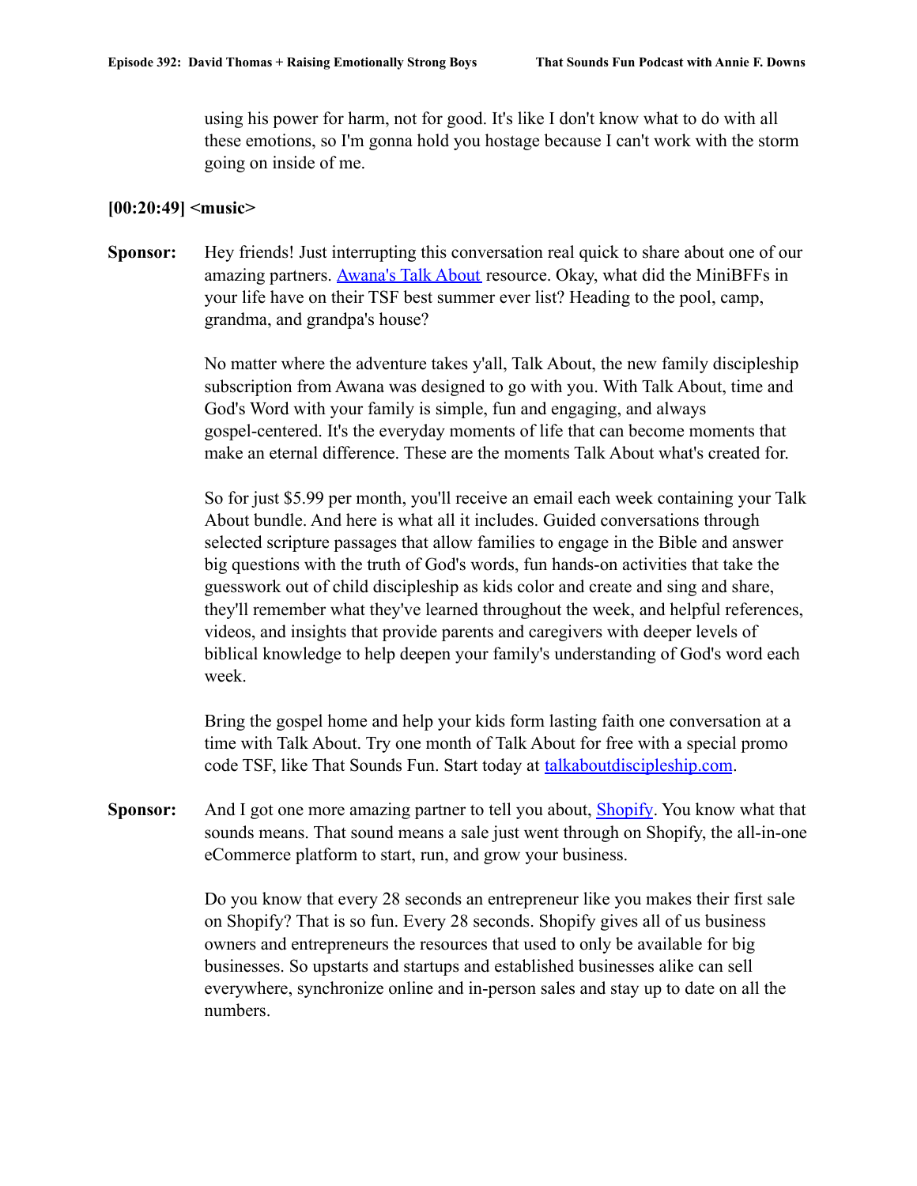using his power for harm, not for good. It's like I don't know what to do with all these emotions, so I'm gonna hold you hostage because I can't work with the storm going on inside of me.

**[00:20:49] <music>**

**Sponsor:** Hey friends! Just interrupting this conversation real quick to share about one of our amazing partners. [Awana's Talk About](https://) resource. Okay, what did the MiniBFFs in your life have on their TSF best summer ever list? Heading to the pool, camp, grandma, and grandpa's house?

No matter where the adventure takes y'all, Talk About, the new family discipleship subscription from Awana was designed to go with you. With Talk About, time and God's Word with your family is simple, fun and engaging, and always gospel-centered. It's the everyday moments of life that can become moments that make an eternal difference. These are the moments Talk About what's created for.

So for just $5.99 per month, you'll receive an email each week containing your Talk About bundle. And here is what all it includes. Guided conversations through selected scripture passages that allow families to engage in the Bible and answer big questions with the truth of God's words, fun hands-on activities that take the guesswork out of child discipleship as kids color and create and sing and share, they'll remember what they've learned throughout the week, and helpful references, videos, and insights that provide parents and caregivers with deeper levels of biblical knowledge to help deepen your family's understanding of God's word each week.

Bring the gospel home and help your kids form lasting faith one conversation at a time with Talk About. Try one month of Talk About for free with a special promo code TSF, like That Sounds Fun. Start today at talkaboutdiscipleship.com.

**Sponsor:** And I got one more amazing partner to tell you about, Shopify. You know what that sounds means. That sound means a sale just went through on Shopify, the all-in-one eCommerce platform to start, run, and grow your business.

Do you know that every 28 seconds an entrepreneur like you makes their first sale on Shopify? That is so fun. Every 28 seconds. Shopify gives all of us business owners and entrepreneurs the resources that used to only be available for big businesses. So upstarts and startups and established businesses alike can sell everywhere, synchronize online and in-person sales and stay up to date on all the numbers.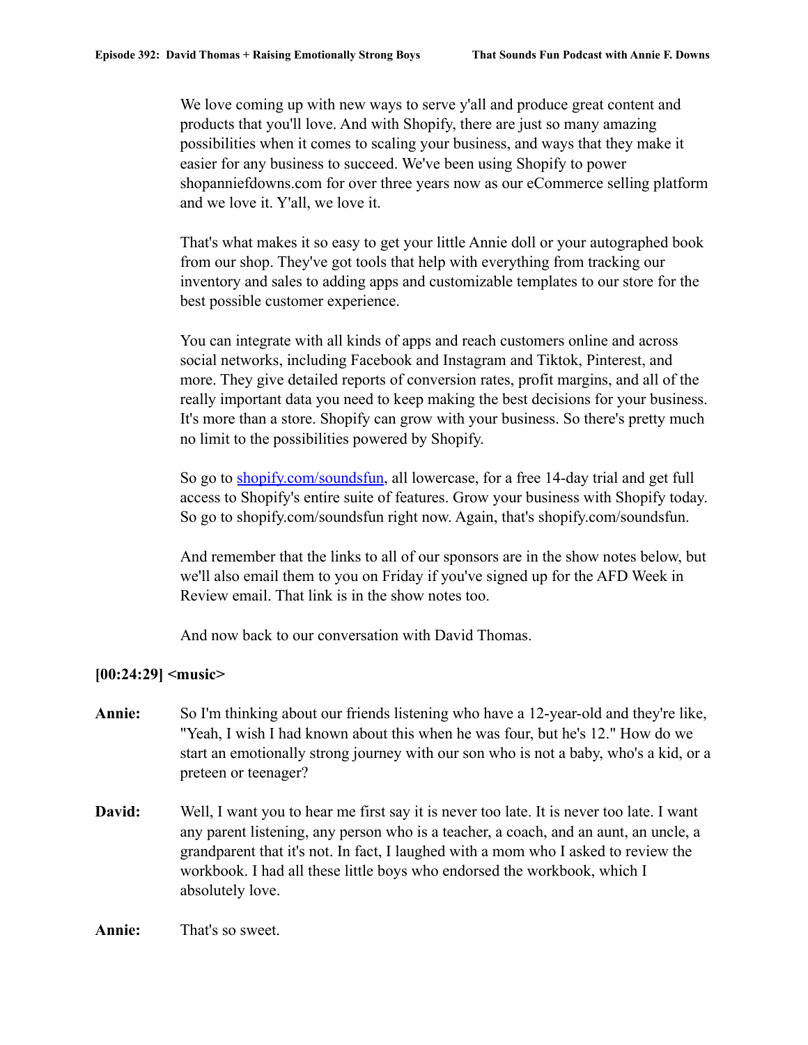We love coming up with new ways to serve y'all and produce great content and products that you'll love. And with Shopify, there are just so many amazing possibilities when it comes to scaling your business, and ways that they make it easier for any business to succeed. We've been using Shopify to power shopanniefdowns.com for over three years now as our eCommerce selling platform and we love it. Y'all, we love it.

That's what makes it so easy to get your little Annie doll or your autographed book from our shop. They've got tools that help with everything from tracking our inventory and sales to adding apps and customizable templates to our store for the best possible customer experience.

You can integrate with all kinds of apps and reach customers online and across social networks, including Facebook and Instagram and Tiktok, Pinterest, and more. They give detailed reports of conversion rates, profit margins, and all of the really important data you need to keep making the best decisions for your business. It's more than a store. Shopify can grow with your business. So there's pretty much no limit to the possibilities powered by Shopify.

So go to [shopify.com/soundsfun](shopify.com/soundsfun), all lowercase, for a free 14-day trial and get full access to Shopify's entire suite of features. Grow your business with Shopify today. So go to shopify.com/soundsfun right now. Again, that's shopify.com/soundsfun.

And remember that the links to all of our sponsors are in the show notes below, but we'll also email them to you on Friday if you've signed up for the AFD Week in Review email. That link is in the show notes too.

And now back to our conversation with David Thomas.

**[00:24:29] <music>**

**Annie:** So I'm thinking about our friends listening who have a 12-year-old and they're like, "Yeah, I wish I had known about this when he was four, but he's 12." How do we start an emotionally strong journey with our son who is not a baby, who's a kid, or a preteen or teenager?

**David:** Well, I want you to hear me first say it is never too late. It is never too late. I want any parent listening, any person who is a teacher, a coach, and an aunt, an uncle, a grandparent that it's not. In fact, I laughed with a mom who I asked to review the workbook. I had all these little boys who endorsed the workbook, which I absolutely love.

**Annie:** That's so sweet.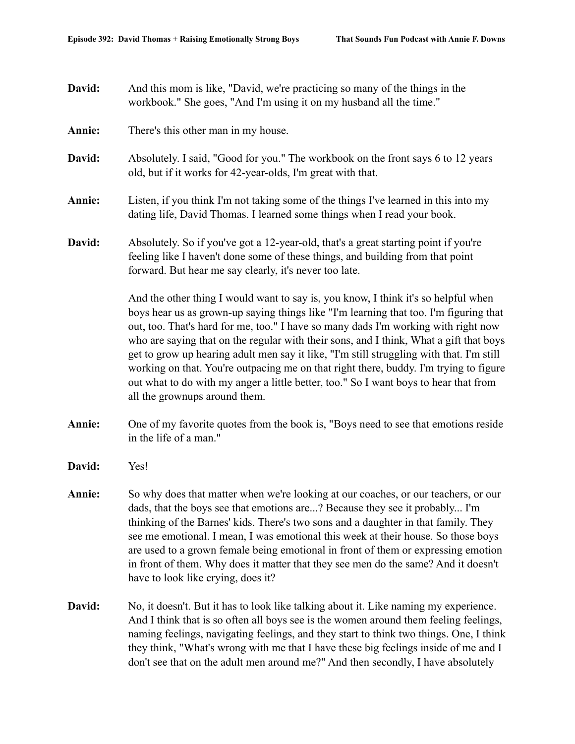**David:** And this mom is like, "David, we're practicing so many of the things in the workbook." She goes, "And I'm using it on my husband all the time."

**Annie:** There's this other man in my house.

**David:** Absolutely. I said, "Good for you." The workbook on the front says 6 to 12 years old, but if it works for 42-year-olds, I'm great with that.

**Annie:** Listen, if you think I'm not taking some of the things I've learned in this into my dating life, David Thomas. I learned some things when I read your book.

**David:** Absolutely. So if you've got a 12-year-old, that's a great starting point if you're feeling like I haven't done some of these things, and building from that point forward. But hear me say clearly, it's never too late.

And the other thing I would want to say is, you know, I think it's so helpful when boys hear us as grown-up saying things like "I'm learning that too. I'm figuring that out, too. That's hard for me, too." I have so many dads I'm working with right now who are saying that on the regular with their sons, and I think, What a gift that boys get to grow up hearing adult men say it like, "I'm still struggling with that. I'm still working on that. You're outpacing me on that right there, buddy. I'm trying to figure out what to do with my anger a little better, too." So I want boys to hear that from all the grownups around them.

**Annie:** One of my favorite quotes from the book is, "Boys need to see that emotions reside in the life of a man."

**David:** Yes!

**Annie:** So why does that matter when we're looking at our coaches, or our teachers, or our dads, that the boys see that emotions are...? Because they see it probably... I'm thinking of the Barnes' kids. There's two sons and a daughter in that family. They see me emotional. I mean, I was emotional this week at their house. So those boys are used to a grown female being emotional in front of them or expressing emotion in front of them. Why does it matter that they see men do the same? And it doesn't have to look like crying, does it?

**David:** No, it doesn't. But it has to look like talking about it. Like naming my experience. And I think that is so often all boys see is the women around them feeling feelings, naming feelings, navigating feelings, and they start to think two things. One, I think they think, "What's wrong with me that I have these big feelings inside of me and I don't see that on the adult men around me?" And then secondly, I have absolutely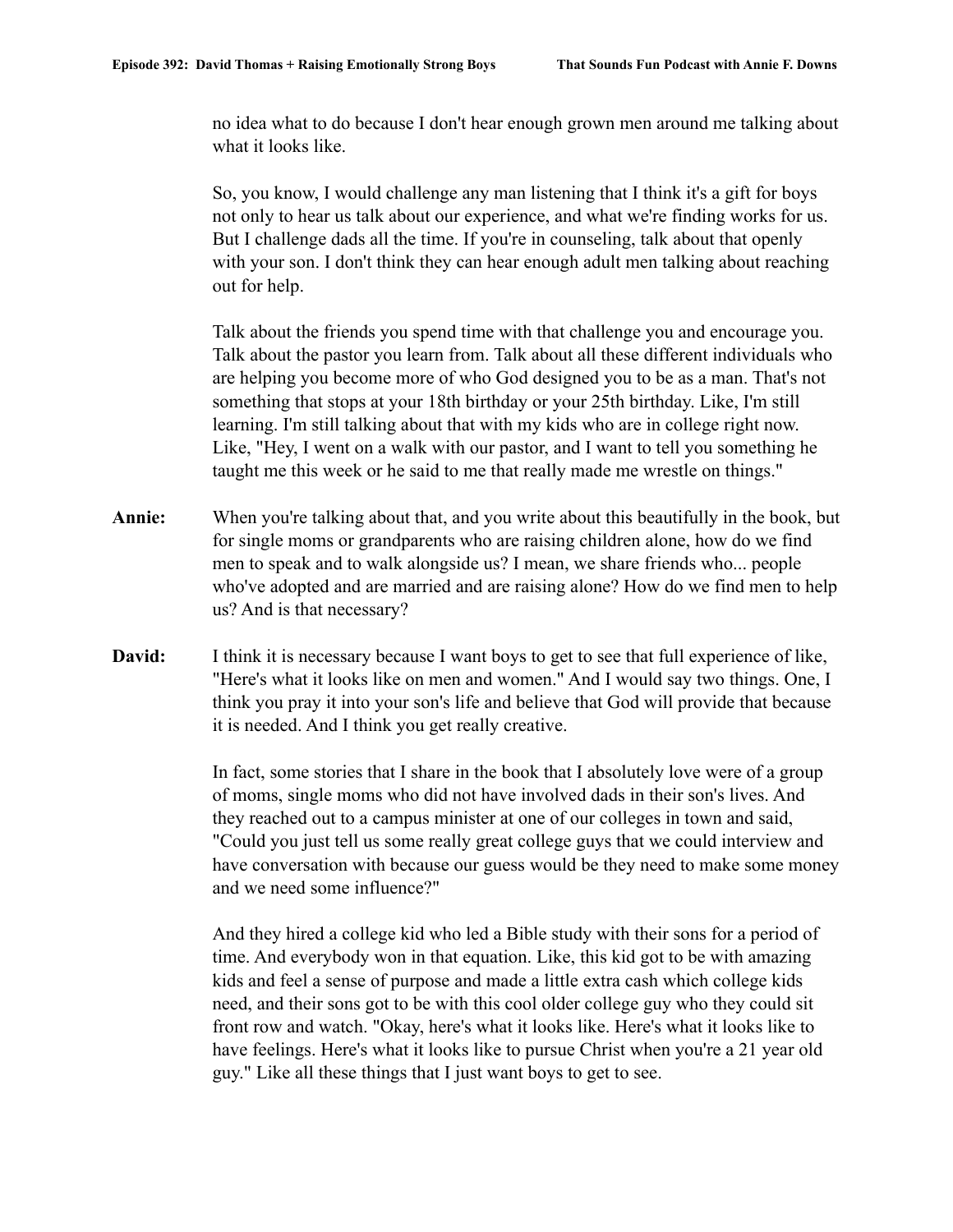no idea what to do because I don't hear enough grown men around me talking about what it looks like.

So, you know, I would challenge any man listening that I think it's a gift for boys not only to hear us talk about our experience, and what we're finding works for us. But I challenge dads all the time. If you're in counseling, talk about that openly with your son. I don't think they can hear enough adult men talking about reaching out for help.

Talk about the friends you spend time with that challenge you and encourage you. Talk about the pastor you learn from. Talk about all these different individuals who are helping you become more of who God designed you to be as a man. That's not something that stops at your 18th birthday or your 25th birthday. Like, I'm still learning. I'm still talking about that with my kids who are in college right now. Like, "Hey, I went on a walk with our pastor, and I want to tell you something he taught me this week or he said to me that really made me wrestle on things."

**Annie:** When you're talking about that, and you write about this beautifully in the book, but for single moms or grandparents who are raising children alone, how do we find men to speak and to walk alongside us? I mean, we share friends who... people who've adopted and are married and are raising alone? How do we find men to help us? And is that necessary?

**David:** I think it is necessary because I want boys to get to see that full experience of like, "Here's what it looks like on men and women." And I would say two things. One, I think you pray it into your son's life and believe that God will provide that because it is needed. And I think you get really creative.

In fact, some stories that I share in the book that I absolutely love were of a group of moms, single moms who did not have involved dads in their son's lives. And they reached out to a campus minister at one of our colleges in town and said, "Could you just tell us some really great college guys that we could interview and have conversation with because our guess would be they need to make some money and we need some influence?"

And they hired a college kid who led a Bible study with their sons for a period of time. And everybody won in that equation. Like, this kid got to be with amazing kids and feel a sense of purpose and made a little extra cash which college kids need, and their sons got to be with this cool older college guy who they could sit front row and watch. "Okay, here's what it looks like. Here's what it looks like to have feelings. Here's what it looks like to pursue Christ when you're a 21 year old guy." Like all these things that I just want boys to get to see.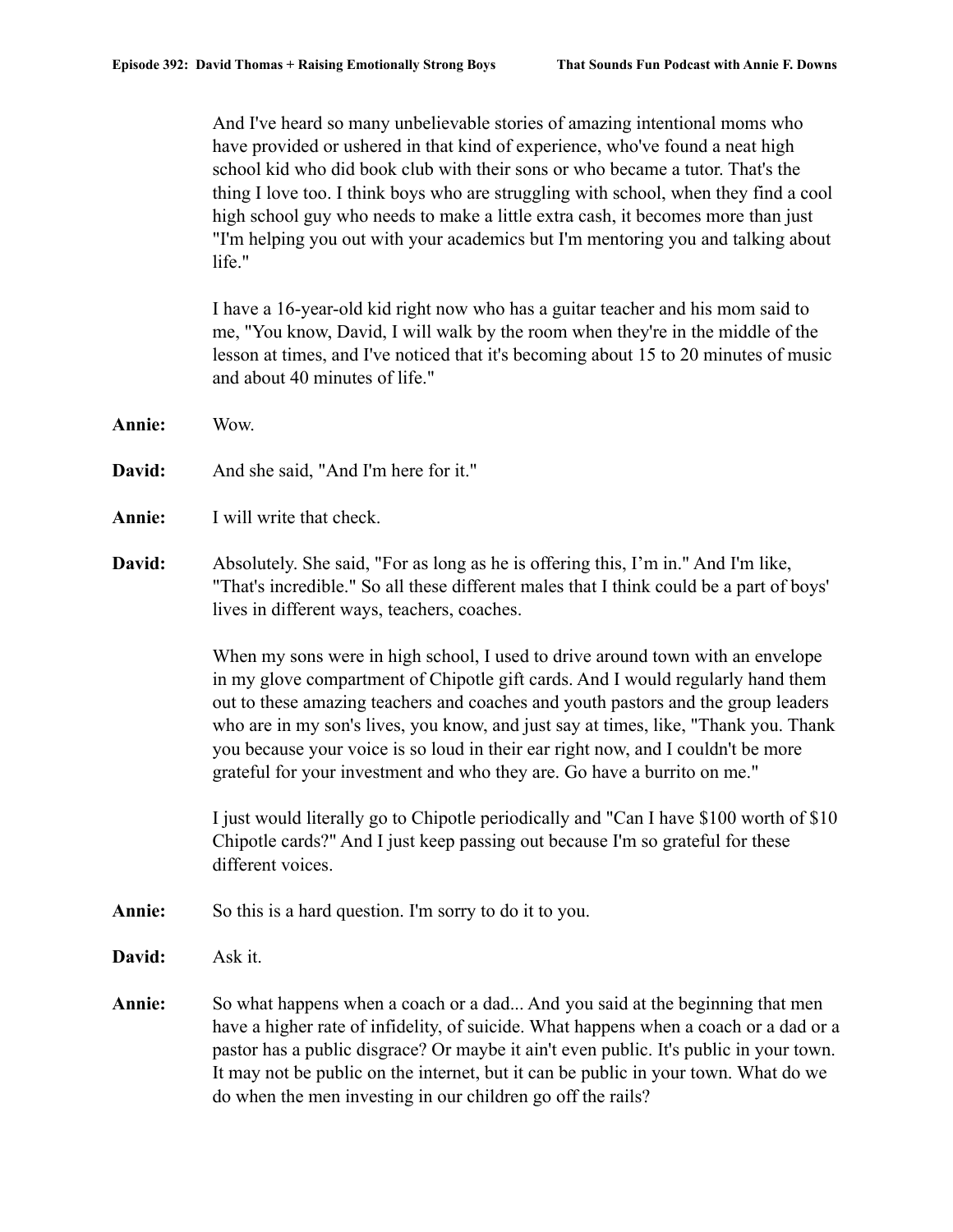And I've heard so many unbelievable stories of amazing intentional moms who have provided or ushered in that kind of experience, who've found a neat high school kid who did book club with their sons or who became a tutor. That's the thing I love too. I think boys who are struggling with school, when they find a cool high school guy who needs to make a little extra cash, it becomes more than just "I'm helping you out with your academics but I'm mentoring you and talking about life."

I have a 16-year-old kid right now who has a guitar teacher and his mom said to me, "You know, David, I will walk by the room when they're in the middle of the lesson at times, and I've noticed that it's becoming about 15 to 20 minutes of music and about 40 minutes of life."

**Annie:** Wow.

**David:** And she said, "And I'm here for it."

**Annie:** I will write that check.

**David:** Absolutely. She said, "For as long as he is offering this, I'm in." And I'm like, "That's incredible." So all these different males that I think could be a part of boys' lives in different ways, teachers, coaches.

When my sons were in high school, I used to drive around town with an envelope in my glove compartment of Chipotle gift cards. And I would regularly hand them out to these amazing teachers and coaches and youth pastors and the group leaders who are in my son's lives, you know, and just say at times, like, "Thank you. Thank you because your voice is so loud in their ear right now, and I couldn't be more grateful for your investment and who they are. Go have a burrito on me."

I just would literally go to Chipotle periodically and "Can I have $100 worth of $10 Chipotle cards?" And I just keep passing out because I'm so grateful for these different voices.

**Annie:** So this is a hard question. I'm sorry to do it to you.

**David:** Ask it.

**Annie:** So what happens when a coach or a dad... And you said at the beginning that men have a higher rate of infidelity, of suicide. What happens when a coach or a dad or a pastor has a public disgrace? Or maybe it ain't even public. It's public in your town. It may not be public on the internet, but it can be public in your town. What do we do when the men investing in our children go off the rails?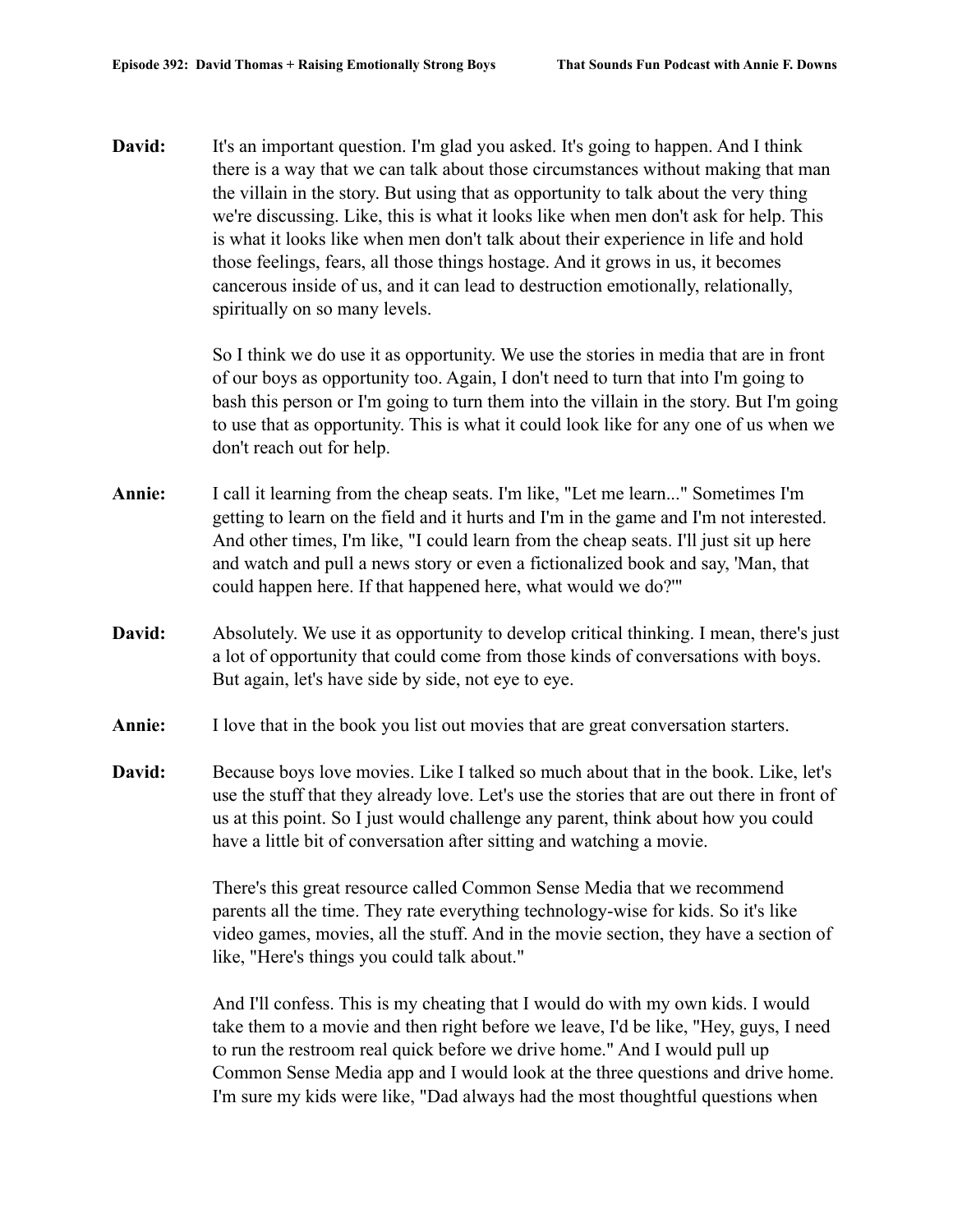**David:** It's an important question. I'm glad you asked. It's going to happen. And I think there is a way that we can talk about those circumstances without making that man the villain in the story. But using that as opportunity to talk about the very thing we're discussing. Like, this is what it looks like when men don't ask for help. This is what it looks like when men don't talk about their experience in life and hold those feelings, fears, all those things hostage. And it grows in us, it becomes cancerous inside of us, and it can lead to destruction emotionally, relationally, spiritually on so many levels.

So I think we do use it as opportunity. We use the stories in media that are in front of our boys as opportunity too. Again, I don't need to turn that into I'm going to bash this person or I'm going to turn them into the villain in the story. But I'm going to use that as opportunity. This is what it could look like for any one of us when we don't reach out for help.

**Annie:** I call it learning from the cheap seats. I'm like, "Let me learn..." Sometimes I'm getting to learn on the field and it hurts and I'm in the game and I'm not interested. And other times, I'm like, "I could learn from the cheap seats. I'll just sit up here and watch and pull a news story or even a fictionalized book and say, 'Man, that could happen here. If that happened here, what would we do?'"

**David:** Absolutely. We use it as opportunity to develop critical thinking. I mean, there's just a lot of opportunity that could come from those kinds of conversations with boys. But again, let's have side by side, not eye to eye.

**Annie:** I love that in the book you list out movies that are great conversation starters.

**David:** Because boys love movies. Like I talked so much about that in the book. Like, let's use the stuff that they already love. Let's use the stories that are out there in front of us at this point. So I just would challenge any parent, think about how you could have a little bit of conversation after sitting and watching a movie.

There's this great resource called Common Sense Media that we recommend parents all the time. They rate everything technology-wise for kids. So it's like video games, movies, all the stuff. And in the movie section, they have a section of like, "Here's things you could talk about."

And I'll confess. This is my cheating that I would do with my own kids. I would take them to a movie and then right before we leave, I'd be like, "Hey, guys, I need to run the restroom real quick before we drive home." And I would pull up Common Sense Media app and I would look at the three questions and drive home. I'm sure my kids were like, "Dad always had the most thoughtful questions when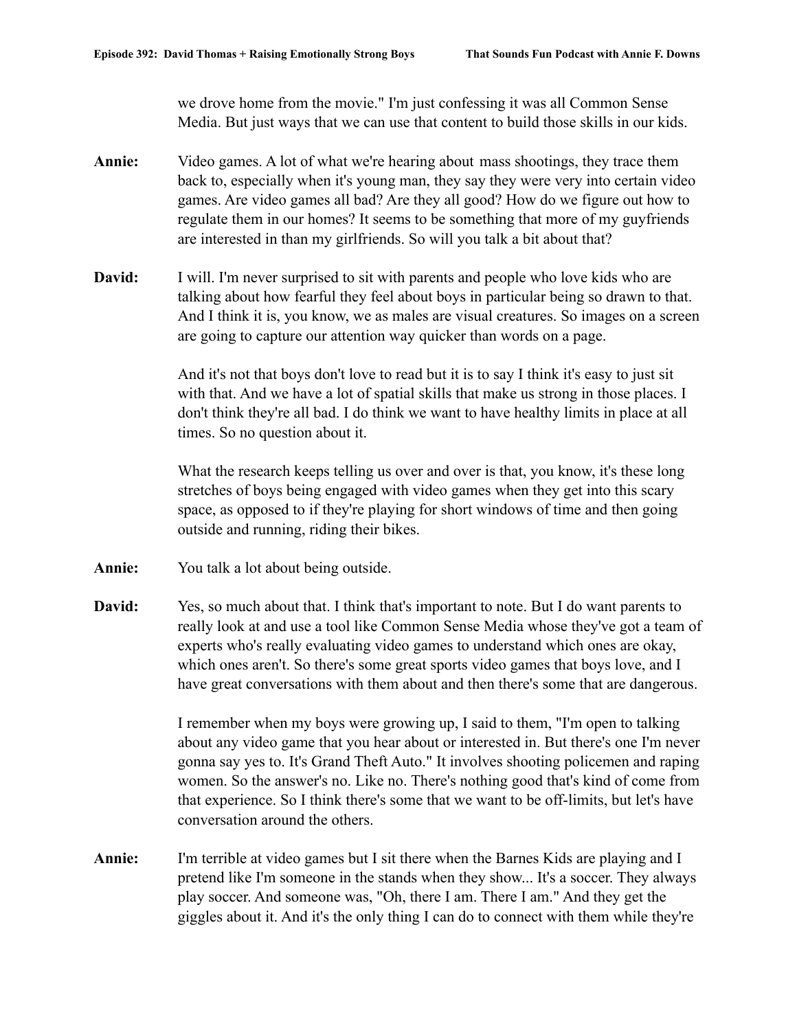we drove home from the movie." I'm just confessing it was all Common Sense Media. But just ways that we can use that content to build those skills in our kids.

**Annie:** Video games. A lot of what we're hearing about mass shootings, they trace them back to, especially when it's young man, they say they were very into certain video games. Are video games all bad? Are they all good? How do we figure out how to regulate them in our homes? It seems to be something that more of my guyfriends are interested in than my girlfriends. So will you talk a bit about that?

**David:** I will. I'm never surprised to sit with parents and people who love kids who are talking about how fearful they feel about boys in particular being so drawn to that. And I think it is, you know, we as males are visual creatures. So images on a screen are going to capture our attention way quicker than words on a page.

And it's not that boys don't love to read but it is to say I think it's easy to just sit with that. And we have a lot of spatial skills that make us strong in those places. I don't think they're all bad. I do think we want to have healthy limits in place at all times. So no question about it.

What the research keeps telling us over and over is that, you know, it's these long stretches of boys being engaged with video games when they get into this scary space, as opposed to if they're playing for short windows of time and then going outside and running, riding their bikes.

**Annie:** You talk a lot about being outside.

**David:** Yes, so much about that. I think that's important to note. But I do want parents to really look at and use a tool like Common Sense Media whose they've got a team of experts who's really evaluating video games to understand which ones are okay, which ones aren't. So there's some great sports video games that boys love, and I have great conversations with them about and then there's some that are dangerous.

I remember when my boys were growing up, I said to them, "I'm open to talking about any video game that you hear about or interested in. But there's one I'm never gonna say yes to. It's Grand Theft Auto." It involves shooting policemen and raping women. So the answer's no. Like no. There's nothing good that's kind of come from that experience. So I think there's some that we want to be off-limits, but let's have conversation around the others.

**Annie:** I'm terrible at video games but I sit there when the Barnes Kids are playing and I pretend like I'm someone in the stands when they show... It's a soccer. They always play soccer. And someone was, "Oh, there I am. There I am." And they get the giggles about it. And it's the only thing I can do to connect with them while they're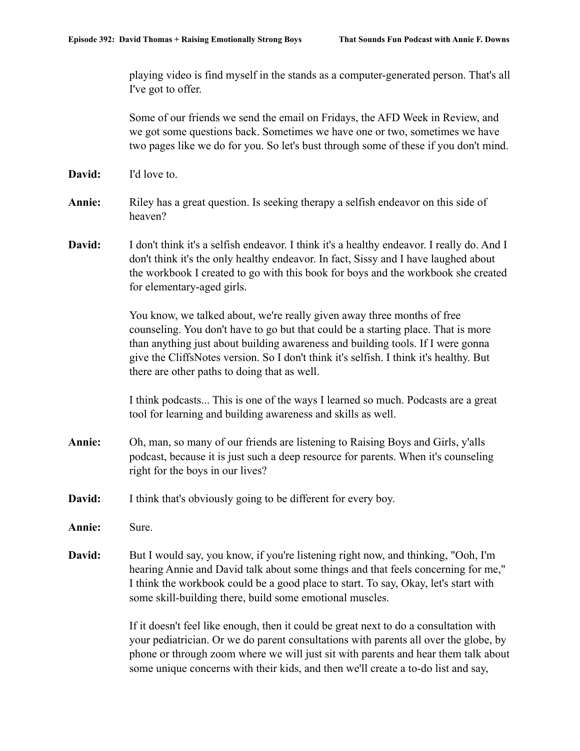playing video is find myself in the stands as a computer-generated person. That's all I've got to offer.

Some of our friends we send the email on Fridays, the AFD Week in Review, and we got some questions back. Sometimes we have one or two, sometimes we have two pages like we do for you. So let's bust through some of these if you don't mind.

**David:** I'd love to.

**Annie:** Riley has a great question. Is seeking therapy a selfish endeavor on this side of heaven?

**David:** I don't think it's a selfish endeavor. I think it's a healthy endeavor. I really do. And I don't think it's the only healthy endeavor. In fact, Sissy and I have laughed about the workbook I created to go with this book for boys and the workbook she created for elementary-aged girls.

You know, we talked about, we're really given away three months of free counseling. You don't have to go but that could be a starting place. That is more than anything just about building awareness and building tools. If I were gonna give the CliffsNotes version. So I don't think it's selfish. I think it's healthy. But there are other paths to doing that as well.

I think podcasts... This is one of the ways I learned so much. Podcasts are a great tool for learning and building awareness and skills as well.

**Annie:** Oh, man, so many of our friends are listening to Raising Boys and Girls, y'alls podcast, because it is just such a deep resource for parents. When it's counseling right for the boys in our lives?

**David:** I think that's obviously going to be different for every boy.

**Annie:** Sure.

**David:** But I would say, you know, if you're listening right now, and thinking, "Ooh, I'm hearing Annie and David talk about some things and that feels concerning for me," I think the workbook could be a good place to start. To say, Okay, let's start with some skill-building there, build some emotional muscles.

If it doesn't feel like enough, then it could be great next to do a consultation with your pediatrician. Or we do parent consultations with parents all over the globe, by phone or through zoom where we will just sit with parents and hear them talk about some unique concerns with their kids, and then we'll create a to-do list and say,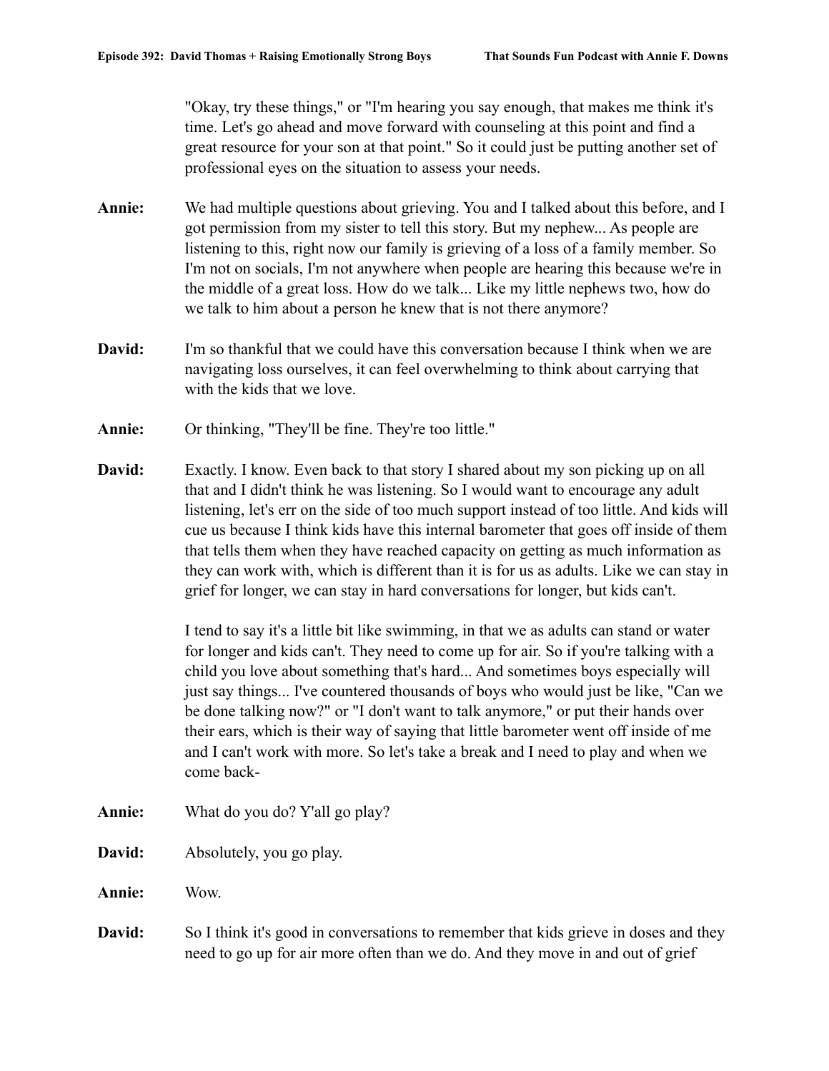"Okay, try these things," or "I'm hearing you say enough, that makes me think it's time. Let's go ahead and move forward with counseling at this point and find a great resource for your son at that point." So it could just be putting another set of professional eyes on the situation to assess your needs.

**Annie:** We had multiple questions about grieving. You and I talked about this before, and I got permission from my sister to tell this story. But my nephew... As people are listening to this, right now our family is grieving of a loss of a family member. So I'm not on socials, I'm not anywhere when people are hearing this because we're in the middle of a great loss. How do we talk... Like my little nephews two, how do we talk to him about a person he knew that is not there anymore?

**David:** I'm so thankful that we could have this conversation because I think when we are navigating loss ourselves, it can feel overwhelming to think about carrying that with the kids that we love.

**Annie:** Or thinking, "They'll be fine. They're too little."

**David:** Exactly. I know. Even back to that story I shared about my son picking up on all that and I didn't think he was listening. So I would want to encourage any adult listening, let's err on the side of too much support instead of too little. And kids will cue us because I think kids have this internal barometer that goes off inside of them that tells them when they have reached capacity on getting as much information as they can work with, which is different than it is for us as adults. Like we can stay in grief for longer, we can stay in hard conversations for longer, but kids can't.

I tend to say it's a little bit like swimming, in that we as adults can stand or water for longer and kids can't. They need to come up for air. So if you're talking with a child you love about something that's hard... And sometimes boys especially will just say things... I've countered thousands of boys who would just be like, "Can we be done talking now?" or "I don't want to talk anymore," or put their hands over their ears, which is their way of saying that little barometer went off inside of me and I can't work with more. So let's take a break and I need to play and when we come back-

**Annie:** What do you do? Y'all go play?

**David:** Absolutely, you go play.

**Annie:** Wow.

**David:** So I think it's good in conversations to remember that kids grieve in doses and they need to go up for air more often than we do. And they move in and out of grief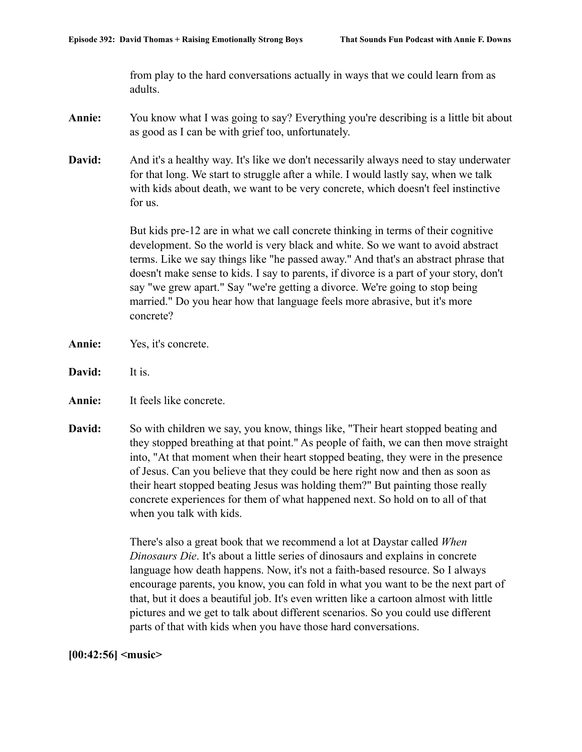from play to the hard conversations actually in ways that we could learn from as adults.

**Annie:** You know what I was going to say? Everything you're describing is a little bit about as good as I can be with grief too, unfortunately.

**David:** And it's a healthy way. It's like we don't necessarily always need to stay underwater for that long. We start to struggle after a while. I would lastly say, when we talk with kids about death, we want to be very concrete, which doesn't feel instinctive for us.

But kids pre-12 are in what we call concrete thinking in terms of their cognitive development. So the world is very black and white. So we want to avoid abstract terms. Like we say things like "he passed away." And that's an abstract phrase that doesn't make sense to kids. I say to parents, if divorce is a part of your story, don't say "we grew apart." Say "we're getting a divorce. We're going to stop being married." Do you hear how that language feels more abrasive, but it's more concrete?

**Annie:** Yes, it's concrete.

**David:** It is.

**Annie:** It feels like concrete.

**David:** So with children we say, you know, things like, "Their heart stopped beating and they stopped breathing at that point." As people of faith, we can then move straight into, "At that moment when their heart stopped beating, they were in the presence of Jesus. Can you believe that they could be here right now and then as soon as their heart stopped beating Jesus was holding them?" But painting those really concrete experiences for them of what happened next. So hold on to all of that when you talk with kids.

There's also a great book that we recommend a lot at Daystar called *When Dinosaurs Die*. It's about a little series of dinosaurs and explains in concrete language how death happens. Now, it's not a faith-based resource. So I always encourage parents, you know, you can fold in what you want to be the next part of that, but it does a beautiful job. It's even written like a cartoon almost with little pictures and we get to talk about different scenarios. So you could use different parts of that with kids when you have those hard conversations.

**[00:42:56] <music>**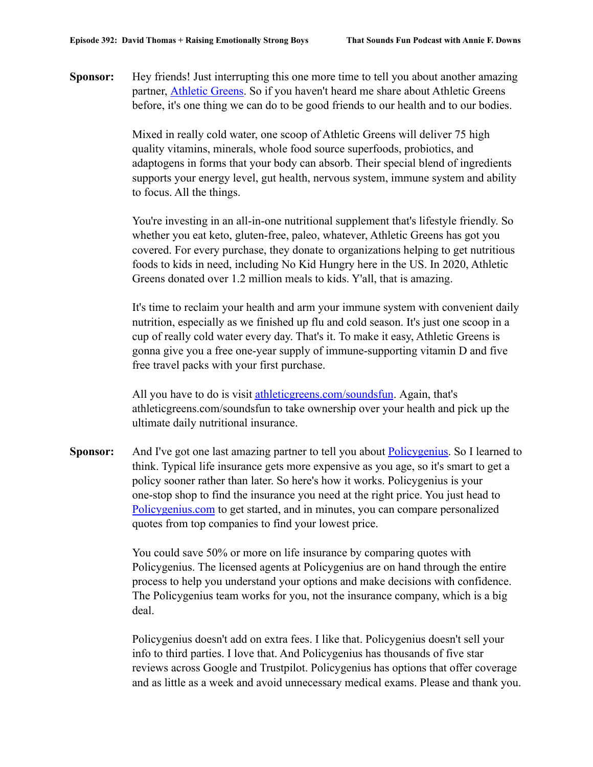**Sponsor:** Hey friends! Just interrupting this one more time to tell you about another amazing partner, [Athletic Greens](). So if you haven't heard me share about Athletic Greens before, it's one thing we can do to be good friends to our health and to our bodies.

Mixed in really cold water, one scoop of Athletic Greens will deliver 75 high quality vitamins, minerals, whole food source superfoods, probiotics, and adaptogens in forms that your body can absorb. Their special blend of ingredients supports your energy level, gut health, nervous system, immune system and ability to focus. All the things.

You're investing in an all-in-one nutritional supplement that's lifestyle friendly. So whether you eat keto, gluten-free, paleo, whatever, Athletic Greens has got you covered. For every purchase, they donate to organizations helping to get nutritious foods to kids in need, including No Kid Hungry here in the US. In 2020, Athletic Greens donated over 1.2 million meals to kids. Y'all, that is amazing.

It's time to reclaim your health and arm your immune system with convenient daily nutrition, especially as we finished up flu and cold season. It's just one scoop in a cup of really cold water every day. That's it. To make it easy, Athletic Greens is gonna give you a free one-year supply of immune-supporting vitamin D and five free travel packs with your first purchase.

All you have to do is visit [athleticgreens.com/soundsfun](). Again, that's athleticgreens.com/soundsfun to take ownership over your health and pick up the ultimate daily nutritional insurance.

**Sponsor:** And I've got one last amazing partner to tell you about [Policygenius](). So I learned to think. Typical life insurance gets more expensive as you age, so it's smart to get a policy sooner rather than later. So here's how it works. Policygenius is your one-stop shop to find the insurance you need at the right price. You just head to [Policygenius.com]() to get started, and in minutes, you can compare personalized quotes from top companies to find your lowest price.

You could save 50% or more on life insurance by comparing quotes with Policygenius. The licensed agents at Policygenius are on hand through the entire process to help you understand your options and make decisions with confidence. The Policygenius team works for you, not the insurance company, which is a big deal.

Policygenius doesn't add on extra fees. I like that. Policygenius doesn't sell your info to third parties. I love that. And Policygenius has thousands of five star reviews across Google and Trustpilot. Policygenius has options that offer coverage and as little as a week and avoid unnecessary medical exams. Please and thank you.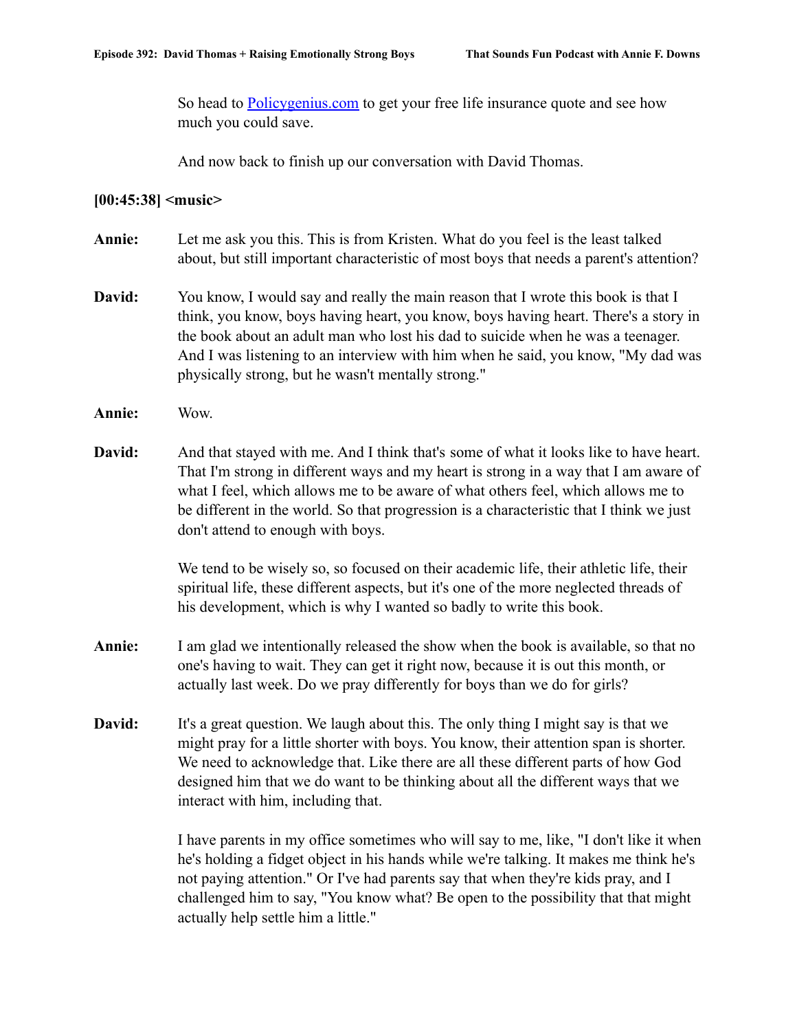So head to [Policygenius.com](Policygenius.com) to get your free life insurance quote and see how much you could save.

And now back to finish up our conversation with David Thomas.

**[00:45:38] <music>**

**Annie:** Let me ask you this. This is from Kristen. What do you feel is the least talked about, but still important characteristic of most boys that needs a parent's attention?

**David:** You know, I would say and really the main reason that I wrote this book is that I think, you know, boys having heart, you know, boys having heart. There's a story in the book about an adult man who lost his dad to suicide when he was a teenager. And I was listening to an interview with him when he said, you know, "My dad was physically strong, but he wasn't mentally strong."

**Annie:** Wow.

**David:** And that stayed with me. And I think that's some of what it looks like to have heart. That I'm strong in different ways and my heart is strong in a way that I am aware of what I feel, which allows me to be aware of what others feel, which allows me to be different in the world. So that progression is a characteristic that I think we just don't attend to enough with boys.

We tend to be wisely so, so focused on their academic life, their athletic life, their spiritual life, these different aspects, but it's one of the more neglected threads of his development, which is why I wanted so badly to write this book.

**Annie:** I am glad we intentionally released the show when the book is available, so that no one's having to wait. They can get it right now, because it is out this month, or actually last week. Do we pray differently for boys than we do for girls?

**David:** It's a great question. We laugh about this. The only thing I might say is that we might pray for a little shorter with boys. You know, their attention span is shorter. We need to acknowledge that. Like there are all these different parts of how God designed him that we do want to be thinking about all the different ways that we interact with him, including that.

I have parents in my office sometimes who will say to me, like, "I don't like it when he's holding a fidget object in his hands while we're talking. It makes me think he's not paying attention." Or I've had parents say that when they're kids pray, and I challenged him to say, "You know what? Be open to the possibility that that might actually help settle him a little."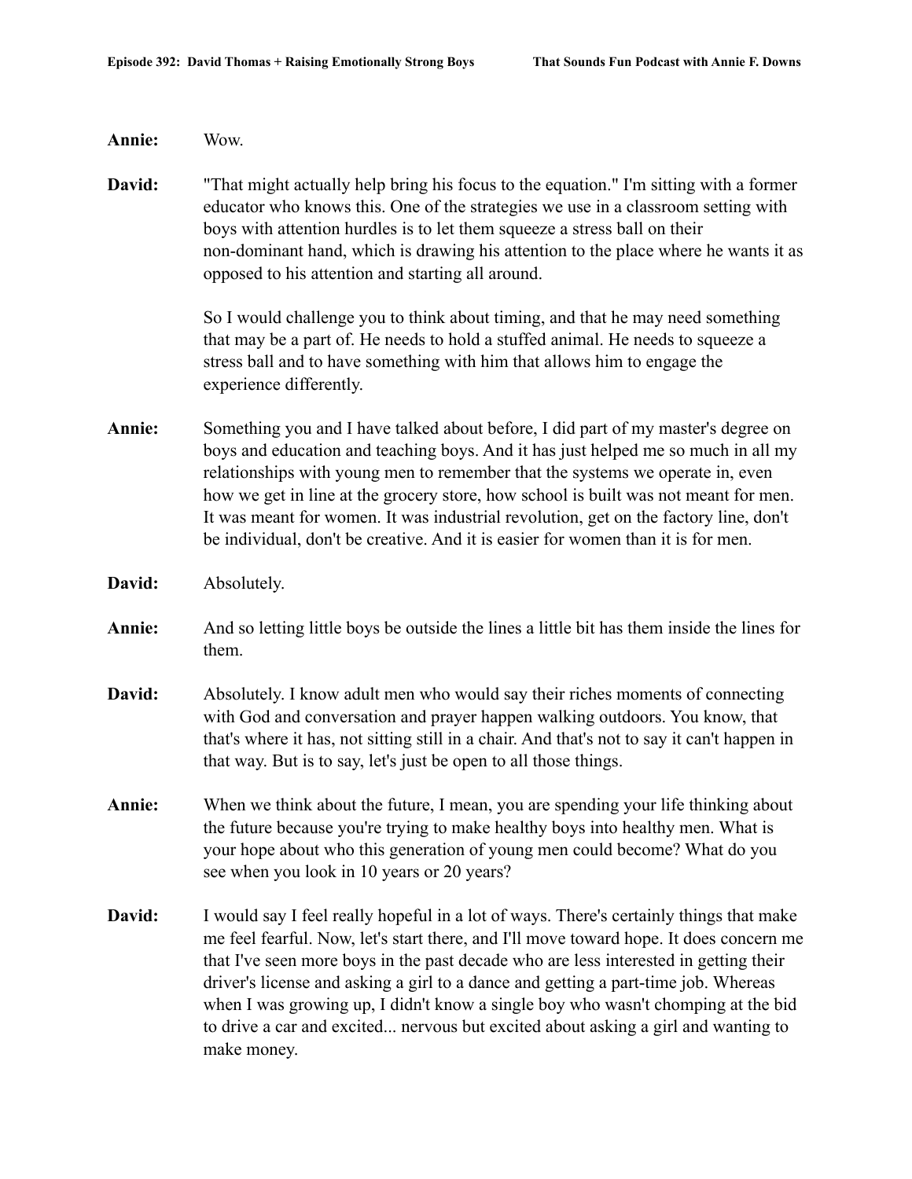**Annie:** Wow.

**David:** "That might actually help bring his focus to the equation." I'm sitting with a former educator who knows this. One of the strategies we use in a classroom setting with boys with attention hurdles is to let them squeeze a stress ball on their non-dominant hand, which is drawing his attention to the place where he wants it as opposed to his attention and starting all around.

So I would challenge you to think about timing, and that he may need something that may be a part of. He needs to hold a stuffed animal. He needs to squeeze a stress ball and to have something with him that allows him to engage the experience differently.

**Annie:** Something you and I have talked about before, I did part of my master's degree on boys and education and teaching boys. And it has just helped me so much in all my relationships with young men to remember that the systems we operate in, even how we get in line at the grocery store, how school is built was not meant for men. It was meant for women. It was industrial revolution, get on the factory line, don't be individual, don't be creative. And it is easier for women than it is for men.

**David:** Absolutely.

**Annie:** And so letting little boys be outside the lines a little bit has them inside the lines for them.

**David:** Absolutely. I know adult men who would say their riches moments of connecting with God and conversation and prayer happen walking outdoors. You know, that that's where it has, not sitting still in a chair. And that's not to say it can't happen in that way. But is to say, let's just be open to all those things.

**Annie:** When we think about the future, I mean, you are spending your life thinking about the future because you're trying to make healthy boys into healthy men. What is your hope about who this generation of young men could become? What do you see when you look in 10 years or 20 years?

**David:** I would say I feel really hopeful in a lot of ways. There's certainly things that make me feel fearful. Now, let's start there, and I'll move toward hope. It does concern me that I've seen more boys in the past decade who are less interested in getting their driver's license and asking a girl to a dance and getting a part-time job. Whereas when I was growing up, I didn't know a single boy who wasn't chomping at the bid to drive a car and excited... nervous but excited about asking a girl and wanting to make money.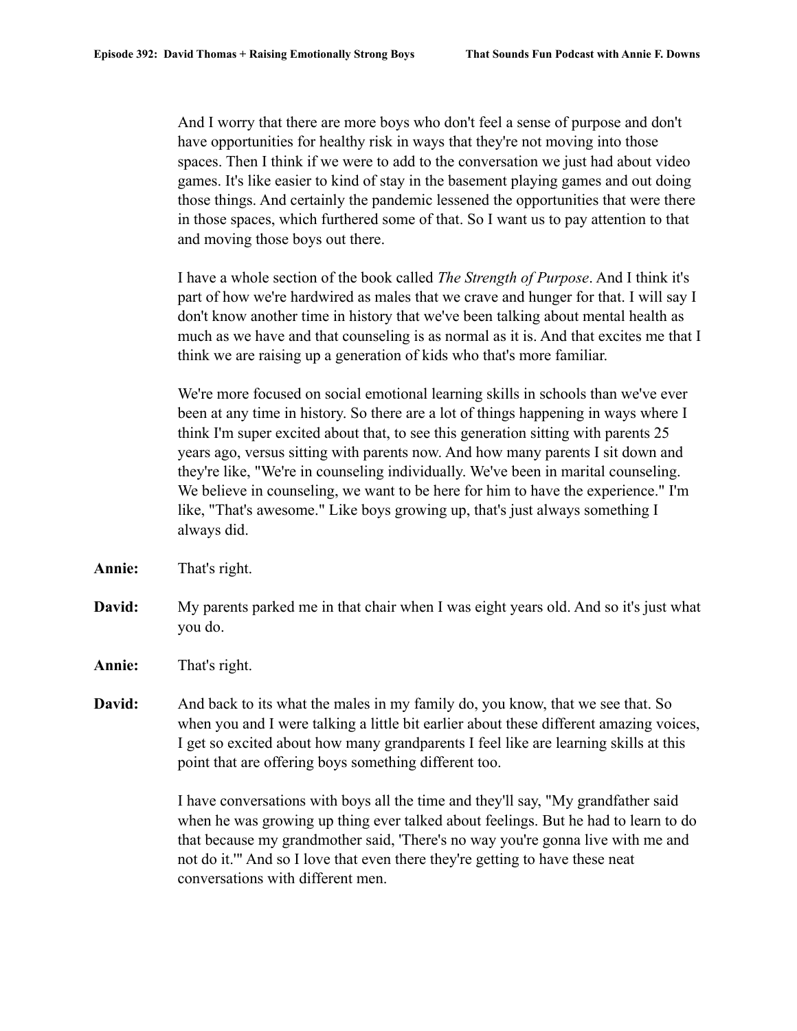And I worry that there are more boys who don't feel a sense of purpose and don't have opportunities for healthy risk in ways that they're not moving into those spaces. Then I think if we were to add to the conversation we just had about video games. It's like easier to kind of stay in the basement playing games and out doing those things. And certainly the pandemic lessened the opportunities that were there in those spaces, which furthered some of that. So I want us to pay attention to that and moving those boys out there.

I have a whole section of the book called *The Strength of Purpose*. And I think it's part of how we're hardwired as males that we crave and hunger for that. I will say I don't know another time in history that we've been talking about mental health as much as we have and that counseling is as normal as it is. And that excites me that I think we are raising up a generation of kids who that's more familiar.

We're more focused on social emotional learning skills in schools than we've ever been at any time in history. So there are a lot of things happening in ways where I think I'm super excited about that, to see this generation sitting with parents 25 years ago, versus sitting with parents now. And how many parents I sit down and they're like, "We're in counseling individually. We've been in marital counseling. We believe in counseling, we want to be here for him to have the experience." I'm like, "That's awesome." Like boys growing up, that's just always something I always did.

**Annie:** That's right.

**David:** My parents parked me in that chair when I was eight years old. And so it's just what you do.

**Annie:** That's right.

**David:** And back to its what the males in my family do, you know, that we see that. So when you and I were talking a little bit earlier about these different amazing voices, I get so excited about how many grandparents I feel like are learning skills at this point that are offering boys something different too.

I have conversations with boys all the time and they'll say, "My grandfather said when he was growing up thing ever talked about feelings. But he had to learn to do that because my grandmother said, 'There's no way you're gonna live with me and not do it.'" And so I love that even there they're getting to have these neat conversations with different men.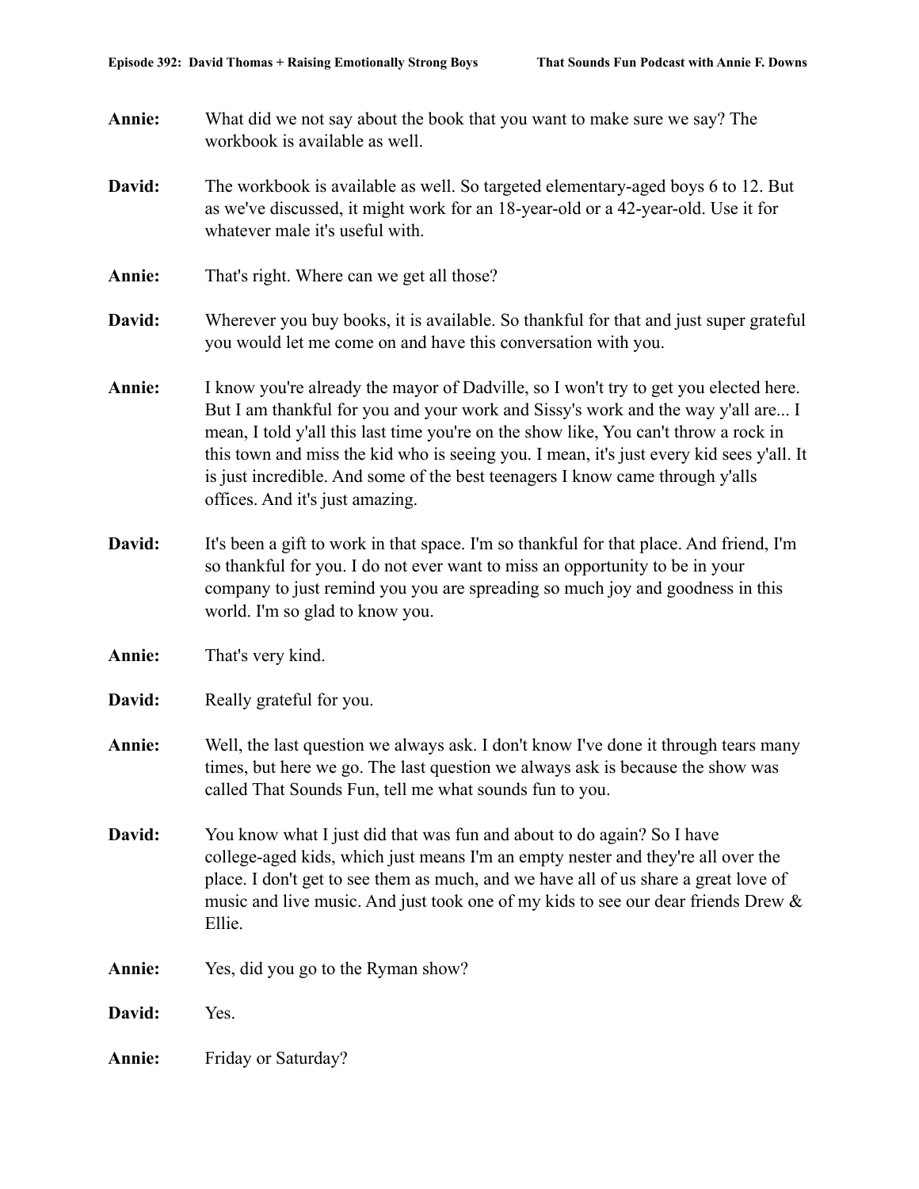**Annie:** What did we not say about the book that you want to make sure we say? The workbook is available as well.

**David:** The workbook is available as well. So targeted elementary-aged boys 6 to 12. But as we've discussed, it might work for an 18-year-old or a 42-year-old. Use it for whatever male it's useful with.

**Annie:** That's right. Where can we get all those?

**David:** Wherever you buy books, it is available. So thankful for that and just super grateful you would let me come on and have this conversation with you.

**Annie:** I know you're already the mayor of Dadville, so I won't try to get you elected here. But I am thankful for you and your work and Sissy's work and the way y'all are... I mean, I told y'all this last time you're on the show like, You can't throw a rock in this town and miss the kid who is seeing you. I mean, it's just every kid sees y'all. It is just incredible. And some of the best teenagers I know came through y'alls offices. And it's just amazing.

**David:** It's been a gift to work in that space. I'm so thankful for that place. And friend, I'm so thankful for you. I do not ever want to miss an opportunity to be in your company to just remind you you are spreading so much joy and goodness in this world. I'm so glad to know you.

**Annie:** That's very kind.

**David:** Really grateful for you.

**Annie:** Well, the last question we always ask. I don't know I've done it through tears many times, but here we go. The last question we always ask is because the show was called That Sounds Fun, tell me what sounds fun to you.

**David:** You know what I just did that was fun and about to do again? So I have college-aged kids, which just means I'm an empty nester and they're all over the place. I don't get to see them as much, and we have all of us share a great love of music and live music. And just took one of my kids to see our dear friends Drew & Ellie.

**Annie:** Yes, did you go to the Ryman show?

**David:** Yes.

**Annie:** Friday or Saturday?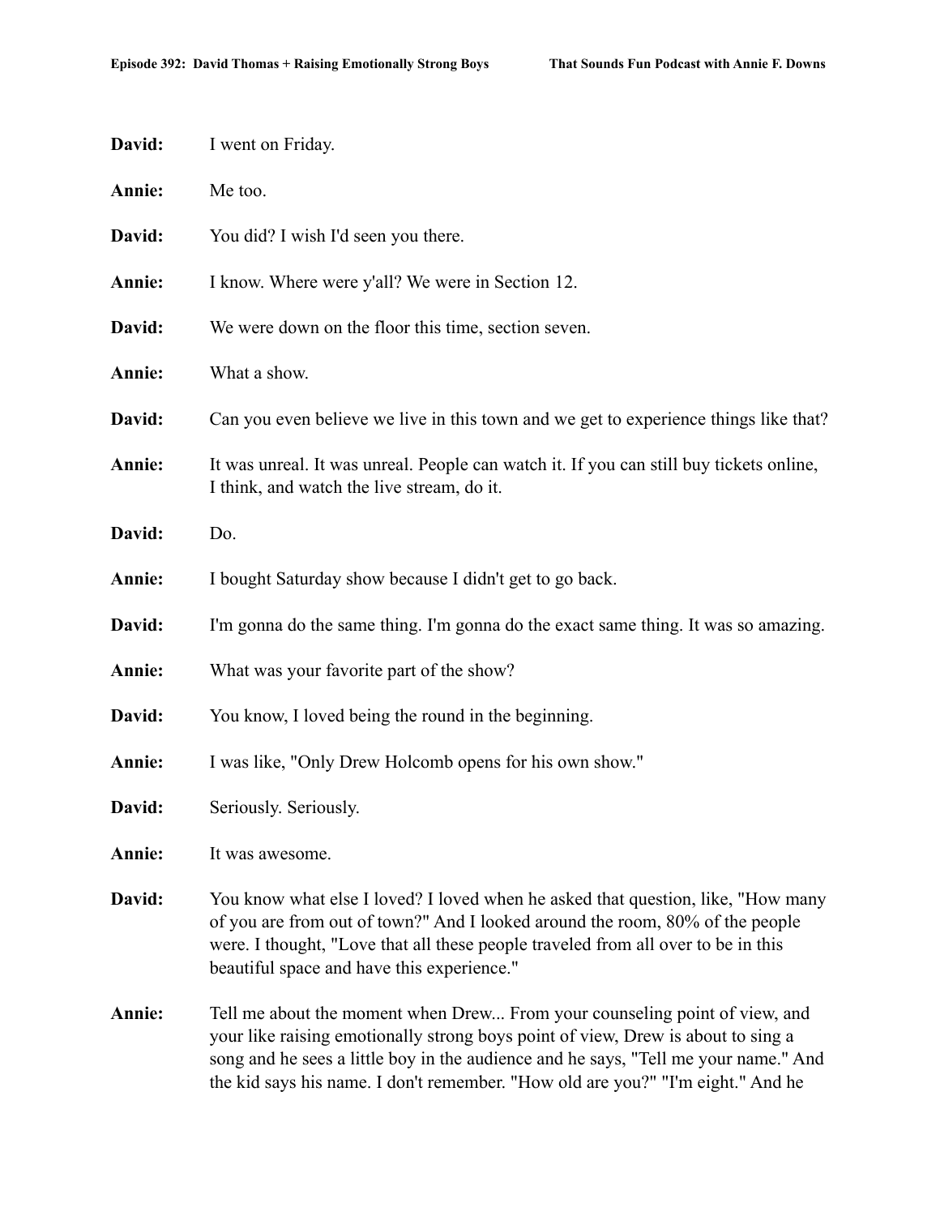**David:** I went on Friday.

**Annie:** Me too.

**David:** You did? I wish I'd seen you there.

**Annie:** I know. Where were y'all? We were in Section 12.

**David:** We were down on the floor this time, section seven.

**Annie:** What a show.

**David:** Can you even believe we live in this town and we get to experience things like that?

**Annie:** It was unreal. It was unreal. People can watch it. If you can still buy tickets online, I think, and watch the live stream, do it.

**David:** Do.

**Annie:** I bought Saturday show because I didn't get to go back.

**David:** I'm gonna do the same thing. I'm gonna do the exact same thing. It was so amazing.

**Annie:** What was your favorite part of the show?

**David:** You know, I loved being the round in the beginning.

**Annie:** I was like, "Only Drew Holcomb opens for his own show."

**David:** Seriously. Seriously.

**Annie:** It was awesome.

**David:** You know what else I loved? I loved when he asked that question, like, "How many of you are from out of town?" And I looked around the room, 80% of the people were. I thought, "Love that all these people traveled from all over to be in this beautiful space and have this experience."

**Annie:** Tell me about the moment when Drew... From your counseling point of view, and your like raising emotionally strong boys point of view, Drew is about to sing a song and he sees a little boy in the audience and he says, "Tell me your name." And the kid says his name. I don't remember. "How old are you?" "I'm eight." And he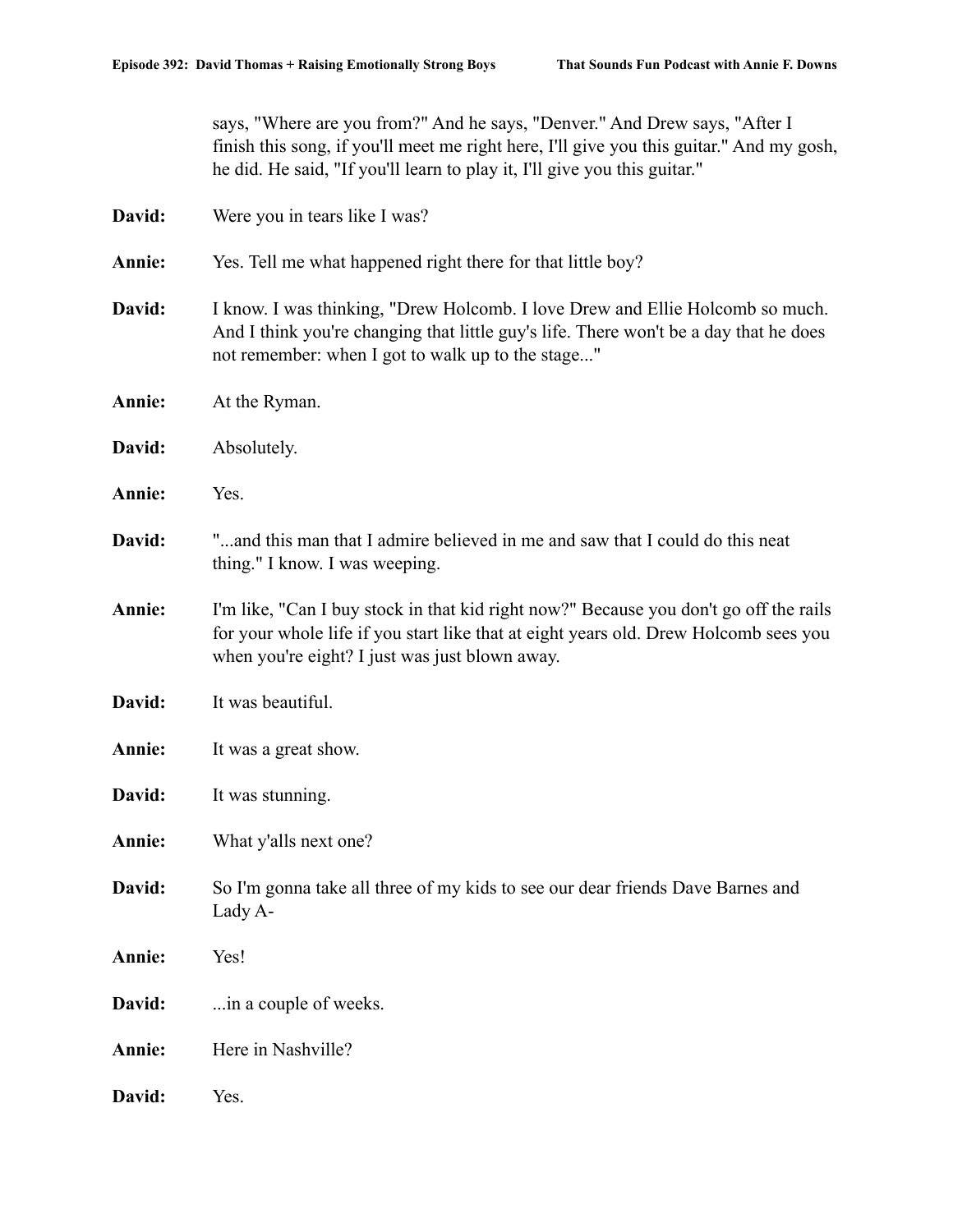says, "Where are you from?" And he says, "Denver." And Drew says, "After I finish this song, if you'll meet me right here, I'll give you this guitar." And my gosh, he did. He said, "If you'll learn to play it, I'll give you this guitar."

**David:** Were you in tears like I was?

**Annie:** Yes. Tell me what happened right there for that little boy?

**David:** I know. I was thinking, "Drew Holcomb. I love Drew and Ellie Holcomb so much. And I think you're changing that little guy's life. There won't be a day that he does not remember: when I got to walk up to the stage..."

**Annie:** At the Ryman.

**David:** Absolutely.

**Annie:** Yes.

**David:** "...and this man that I admire believed in me and saw that I could do this neat thing." I know. I was weeping.

**Annie:** I'm like, "Can I buy stock in that kid right now?" Because you don't go off the rails for your whole life if you start like that at eight years old. Drew Holcomb sees you when you're eight? I just was just blown away.

**David:** It was beautiful.

**Annie:** It was a great show.

**David:** It was stunning.

**Annie:** What y'alls next one?

**David:** So I'm gonna take all three of my kids to see our dear friends Dave Barnes and Lady A-

**Annie:** Yes!

**David:** ...in a couple of weeks.

**Annie:** Here in Nashville?

**David:** Yes.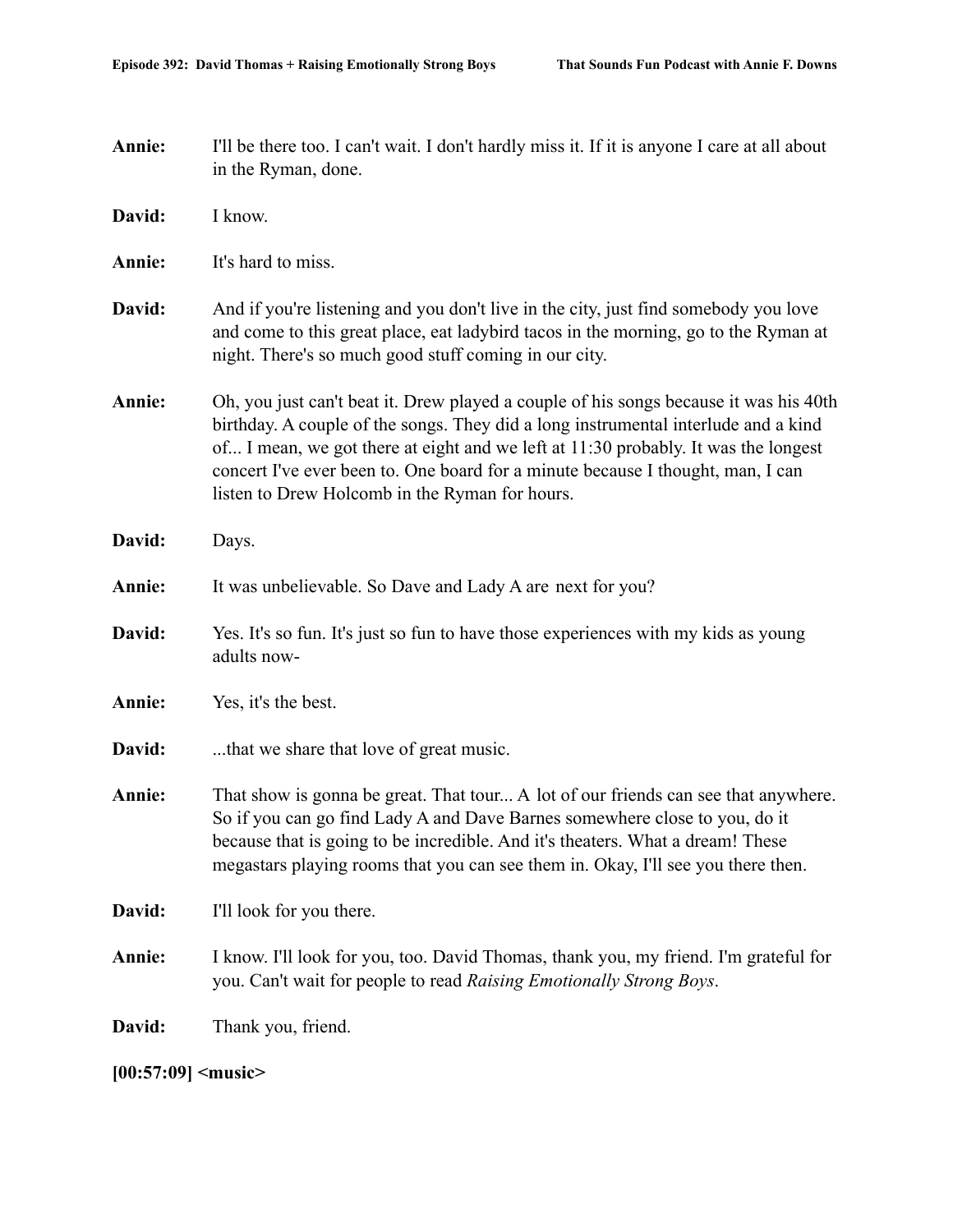**Annie:** I'll be there too. I can't wait. I don't hardly miss it. If it is anyone I care at all about in the Ryman, done.

**David:** I know.

**Annie:** It's hard to miss.

**David:** And if you're listening and you don't live in the city, just find somebody you love and come to this great place, eat ladybird tacos in the morning, go to the Ryman at night. There's so much good stuff coming in our city.

**Annie:** Oh, you just can't beat it. Drew played a couple of his songs because it was his 40th birthday. A couple of the songs. They did a long instrumental interlude and a kind of... I mean, we got there at eight and we left at 11:30 probably. It was the longest concert I've ever been to. One board for a minute because I thought, man, I can listen to Drew Holcomb in the Ryman for hours.

**David:** Days.

**Annie:** It was unbelievable. So Dave and Lady A are next for you?

**David:** Yes. It's so fun. It's just so fun to have those experiences with my kids as young adults now-

**Annie:** Yes, it's the best.

**David:** ...that we share that love of great music.

**Annie:** That show is gonna be great. That tour... A lot of our friends can see that anywhere. So if you can go find Lady A and Dave Barnes somewhere close to you, do it because that is going to be incredible. And it's theaters. What a dream! These megastars playing rooms that you can see them in. Okay, I'll see you there then.

**David:** I'll look for you there.

**Annie:** I know. I'll look for you, too. David Thomas, thank you, my friend. I'm grateful for you. Can't wait for people to read *Raising Emotionally Strong Boys*.

**David:** Thank you, friend.

**[00:57:09] <music>**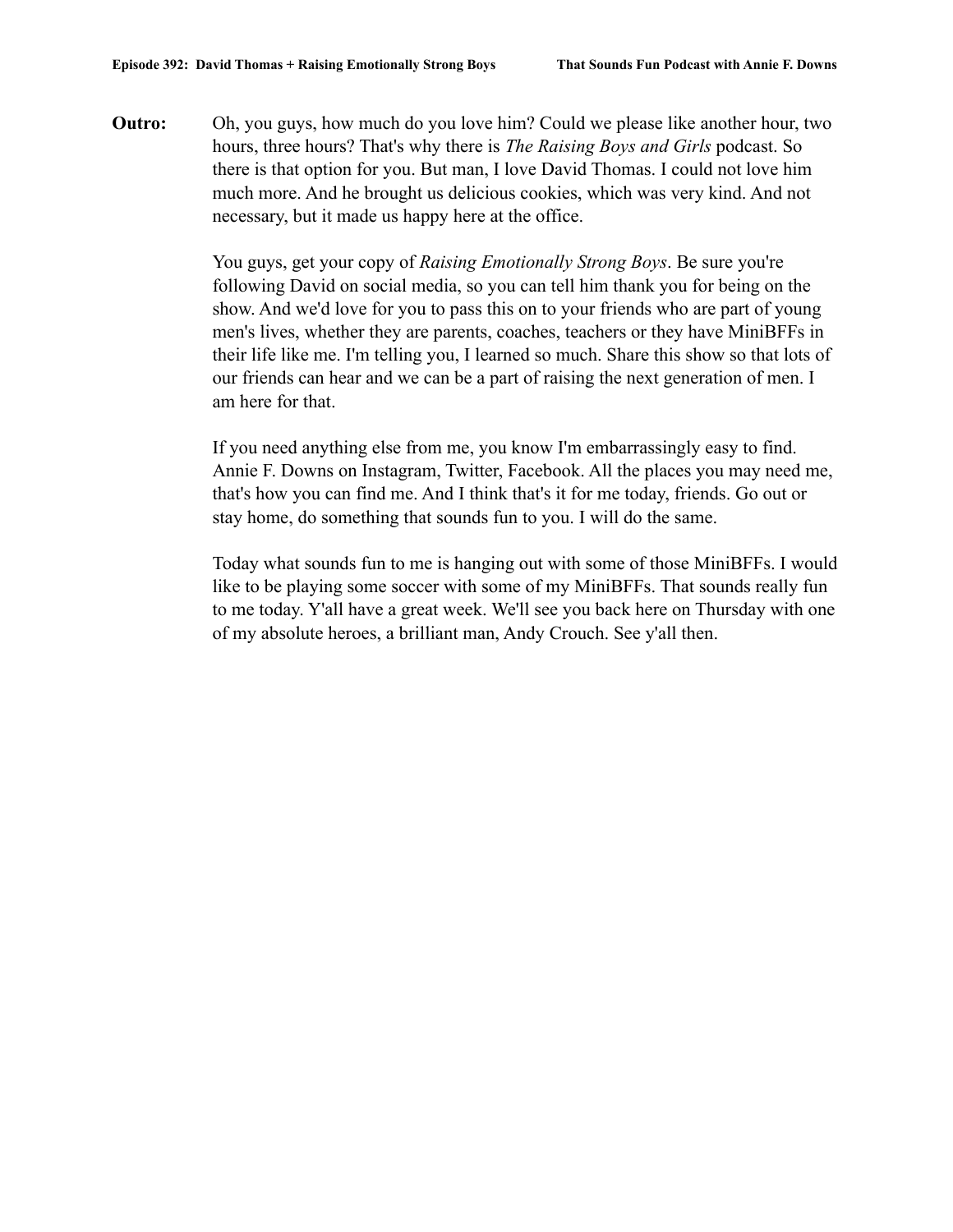**Outro:** Oh, you guys, how much do you love him? Could we please like another hour, two hours, three hours? That's why there is *The Raising Boys and Girls* podcast. So there is that option for you. But man, I love David Thomas. I could not love him much more. And he brought us delicious cookies, which was very kind. And not necessary, but it made us happy here at the office.

You guys, get your copy of *Raising Emotionally Strong Boys*. Be sure you're following David on social media, so you can tell him thank you for being on the show. And we'd love for you to pass this on to your friends who are part of young men's lives, whether they are parents, coaches, teachers or they have MiniBFFs in their life like me. I'm telling you, I learned so much. Share this show so that lots of our friends can hear and we can be a part of raising the next generation of men. I am here for that.

If you need anything else from me, you know I'm embarrassingly easy to find. Annie F. Downs on Instagram, Twitter, Facebook. All the places you may need me, that's how you can find me. And I think that's it for me today, friends. Go out or stay home, do something that sounds fun to you. I will do the same.

Today what sounds fun to me is hanging out with some of those MiniBFFs. I would like to be playing some soccer with some of my MiniBFFs. That sounds really fun to me today. Y'all have a great week. We'll see you back here on Thursday with one of my absolute heroes, a brilliant man, Andy Crouch. See y'all then.